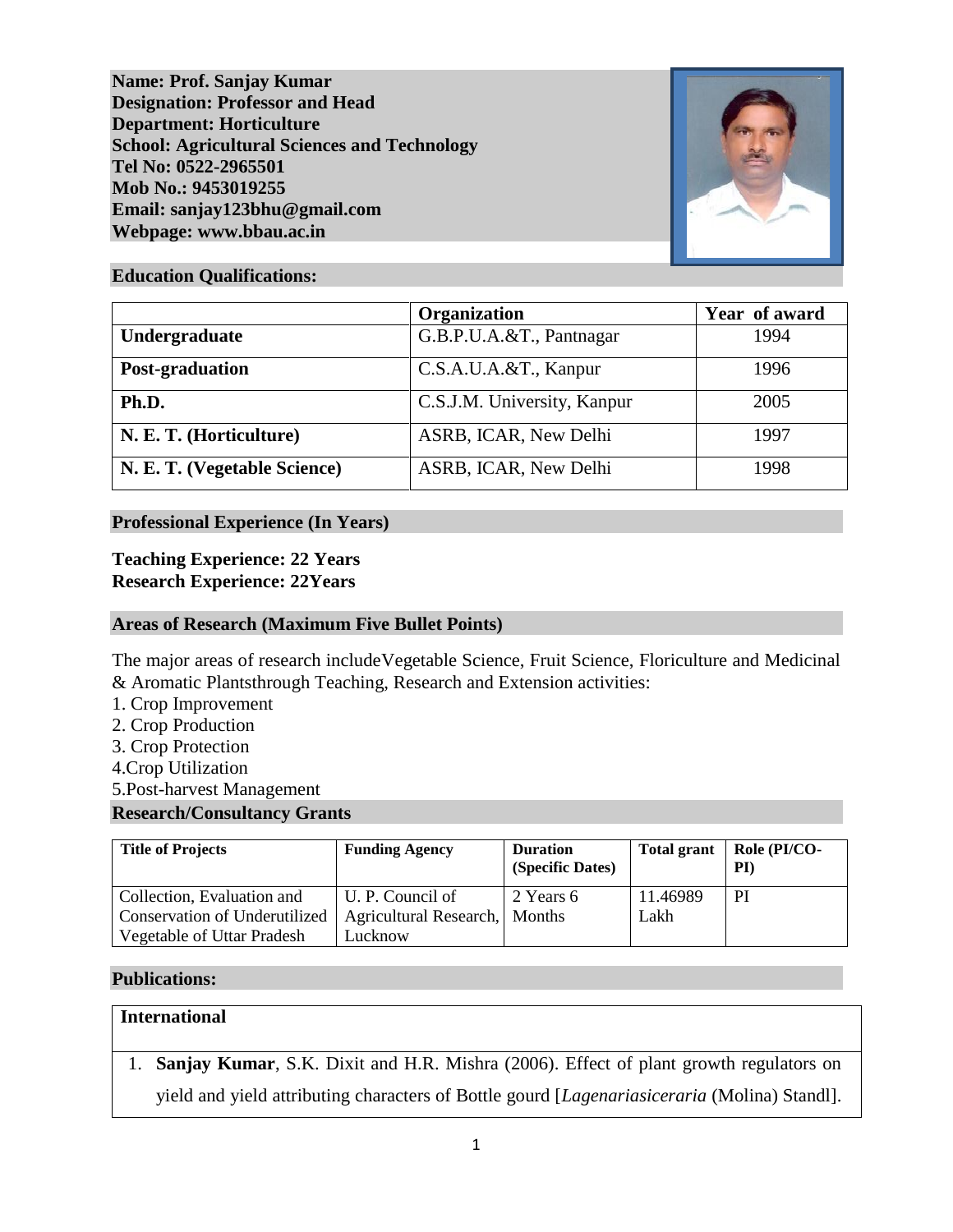**Name: Prof. Sanjay Kumar**
**Designation: Professor and Head**
**Department: Horticulture**
**School: Agricultural Sciences and Technology**
**Tel No: 0522-2965501**
**Mob No.: 9453019255**
**Email: sanjay123bhu@gmail.com**
**Webpage: www.bbau.ac.in**

## Education Qualifications:

| | Organization | Year of award |
|---|---|---|
| **Undergraduate** | G.B.P.U.A.&T., Pantnagar | 1994 |
| **Post-graduation** | C.S.A.U.A.&T., Kanpur | 1996 |
| **Ph.D.** | C.S.J.M. University, Kanpur | 2005 |
| **N. E. T. (Horticulture)** | ASRB, ICAR, New Delhi | 1997 |
| **N. E. T. (Vegetable Science)** | ASRB, ICAR, New Delhi | 1998 |

## Professional Experience (In Years)

**Teaching Experience: 22 Years**
**Research Experience: 22Years**

## Areas of Research (Maximum Five Bullet Points)

The major areas of research includeVegetable Science, Fruit Science, Floriculture and Medicinal & Aromatic Plantsthrough Teaching, Research and Extension activities:

1. Crop Improvement
2. Crop Production
3. Crop Protection
4. Crop Utilization
5. Post-harvest Management

## Research/Consultancy Grants

| Title of Projects | Funding Agency | Duration (Specific Dates) | Total grant | Role (PI/CO-PI) |
|---|---|---|---|---|
| Collection, Evaluation and Conservation of Underutilized Vegetable of Uttar Pradesh | U. P. Council of Agricultural Research, Lucknow | 2 Years 6 Months | 11.46989 Lakh | PI |

## Publications:

**International**

1. **Sanjay Kumar**, S.K. Dixit and H.R. Mishra (2006). Effect of plant growth regulators on yield and yield attributing characters of Bottle gourd [*Lagenariasiceraria* (Molina) Standl].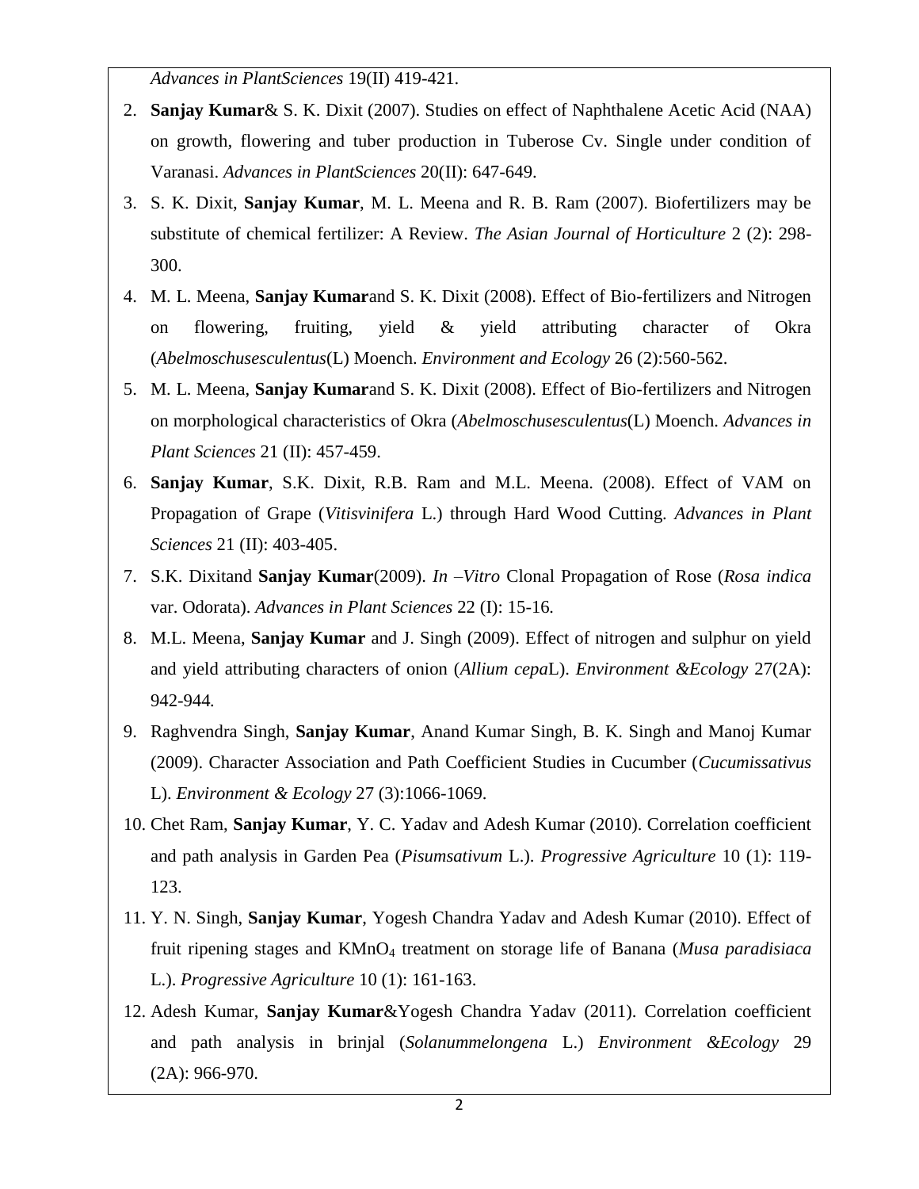*Advances in PlantSciences* 19(II) 419-421.

2. **Sanjay Kumar**& S. K. Dixit (2007). Studies on effect of Naphthalene Acetic Acid (NAA) on growth, flowering and tuber production in Tuberose Cv. Single under condition of Varanasi. *Advances in PlantSciences* 20(II): 647-649.
3. S. K. Dixit, **Sanjay Kumar**, M. L. Meena and R. B. Ram (2007). Biofertilizers may be substitute of chemical fertilizer: A Review. *The Asian Journal of Horticulture* 2 (2): 298-300.
4. M. L. Meena, **Sanjay Kumar**and S. K. Dixit (2008). Effect of Bio-fertilizers and Nitrogen on flowering, fruiting, yield & yield attributing character of Okra (*Abelmoschusesculentus*(L) Moench. *Environment and Ecology* 26 (2):560-562.
5. M. L. Meena, **Sanjay Kumar**and S. K. Dixit (2008). Effect of Bio-fertilizers and Nitrogen on morphological characteristics of Okra (*Abelmoschusesculentus*(L) Moench. *Advances in Plant Sciences* 21 (II): 457-459.
6. **Sanjay Kumar**, S.K. Dixit, R.B. Ram and M.L. Meena. (2008). Effect of VAM on Propagation of Grape (*Vitisvinifera* L.) through Hard Wood Cutting. *Advances in Plant Sciences* 21 (II): 403-405.
7. S.K. Dixitand **Sanjay Kumar**(2009). *In –Vitro* Clonal Propagation of Rose (*Rosa indica* var. Odorata). *Advances in Plant Sciences* 22 (I): 15-16.
8. M.L. Meena, **Sanjay Kumar** and J. Singh (2009). Effect of nitrogen and sulphur on yield and yield attributing characters of onion (*Allium cepa*L). *Environment &Ecology* 27(2A): 942-944.
9. Raghvendra Singh, **Sanjay Kumar**, Anand Kumar Singh, B. K. Singh and Manoj Kumar (2009). Character Association and Path Coefficient Studies in Cucumber (*Cucumissativus* L). *Environment & Ecology* 27 (3):1066-1069.
10. Chet Ram, **Sanjay Kumar**, Y. C. Yadav and Adesh Kumar (2010). Correlation coefficient and path analysis in Garden Pea (*Pisumsativum* L.). *Progressive Agriculture* 10 (1): 119-123.
11. Y. N. Singh, **Sanjay Kumar**, Yogesh Chandra Yadav and Adesh Kumar (2010). Effect of fruit ripening stages and $KMnO_4$ treatment on storage life of Banana (*Musa paradisiaca* L.). *Progressive Agriculture* 10 (1): 161-163.
12. Adesh Kumar, **Sanjay Kumar**&Yogesh Chandra Yadav (2011). Correlation coefficient and path analysis in brinjal (*Solanummelongena* L.) *Environment &Ecology* 29 (2A): 966-970.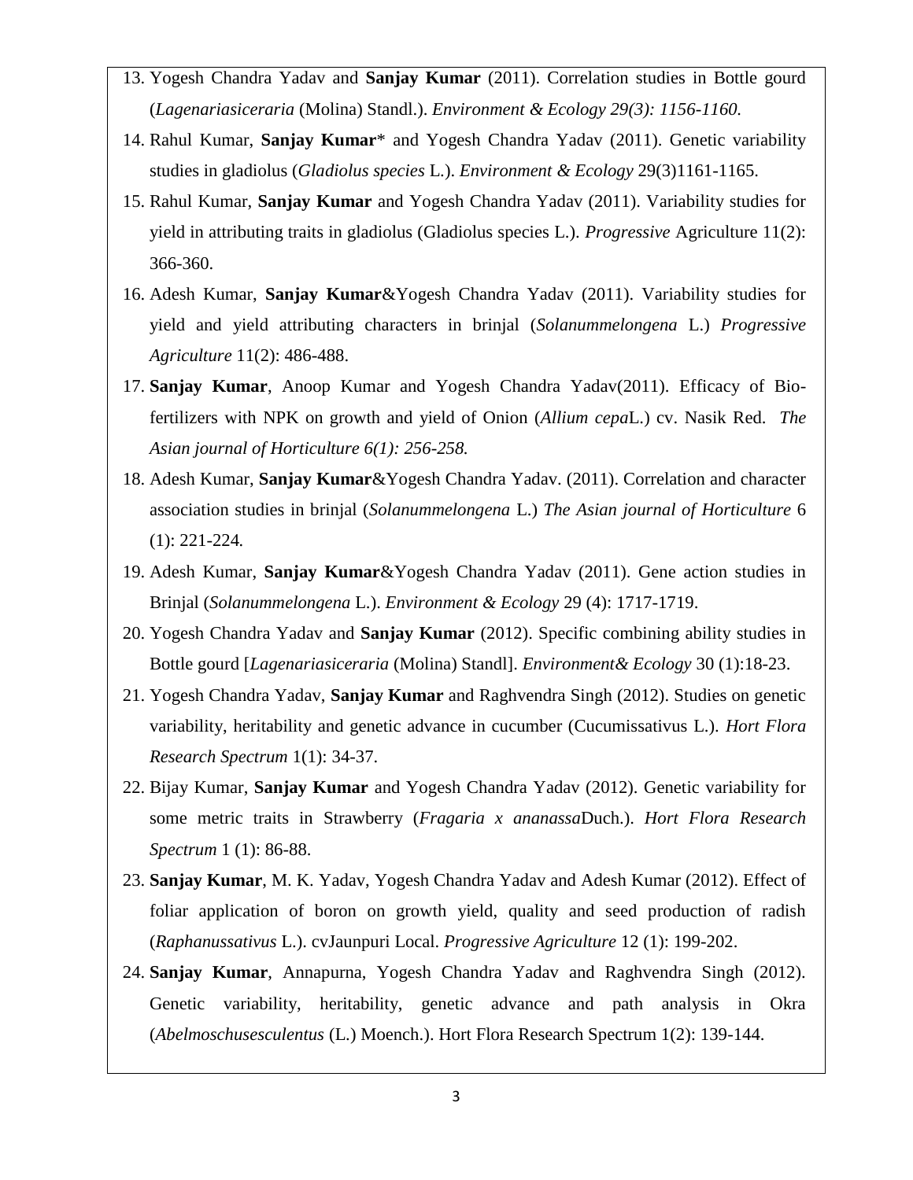13. Yogesh Chandra Yadav and **Sanjay Kumar** (2011). Correlation studies in Bottle gourd (*Lagenariasiceraria* (Molina) Standl.). *Environment & Ecology 29(3): 1156-1160.*
14. Rahul Kumar, **Sanjay Kumar*** and Yogesh Chandra Yadav (2011). Genetic variability studies in gladiolus (*Gladiolus species* L.). *Environment & Ecology* 29(3)1161-1165.
15. Rahul Kumar, **Sanjay Kumar** and Yogesh Chandra Yadav (2011). Variability studies for yield in attributing traits in gladiolus (Gladiolus species L.). *Progressive* Agriculture 11(2): 366-360.
16. Adesh Kumar, **Sanjay Kumar**&Yogesh Chandra Yadav (2011). Variability studies for yield and yield attributing characters in brinjal (*Solanummelongena* L.) *Progressive Agriculture* 11(2): 486-488.
17. **Sanjay Kumar**, Anoop Kumar and Yogesh Chandra Yadav(2011). Efficacy of Bio-fertilizers with NPK on growth and yield of Onion (*Allium cepa*L.) cv. Nasik Red. *The Asian journal of Horticulture 6(1): 256-258.*
18. Adesh Kumar, **Sanjay Kumar**&Yogesh Chandra Yadav. (2011). Correlation and character association studies in brinjal (*Solanummelongena* L.) *The Asian journal of Horticulture* 6 (1): 221-224*.*
19. Adesh Kumar, **Sanjay Kumar**&Yogesh Chandra Yadav (2011). Gene action studies in Brinjal (*Solanummelongena* L.). *Environment & Ecology* 29 (4): 1717-1719.
20. Yogesh Chandra Yadav and **Sanjay Kumar** (2012). Specific combining ability studies in Bottle gourd [*Lagenariasiceraria* (Molina) Standl]. *Environment& Ecology* 30 (1):18-23.
21. Yogesh Chandra Yadav, **Sanjay Kumar** and Raghvendra Singh (2012). Studies on genetic variability, heritability and genetic advance in cucumber (Cucumissativus L.). *Hort Flora Research Spectrum* 1(1): 34-37.
22. Bijay Kumar, **Sanjay Kumar** and Yogesh Chandra Yadav (2012). Genetic variability for some metric traits in Strawberry (*Fragaria x ananassa*Duch.). *Hort Flora Research Spectrum* 1 (1): 86-88.
23. **Sanjay Kumar**, M. K. Yadav, Yogesh Chandra Yadav and Adesh Kumar (2012). Effect of foliar application of boron on growth yield, quality and seed production of radish (*Raphanussativus* L.). cvJaunpuri Local. *Progressive Agriculture* 12 (1): 199-202.
24. **Sanjay Kumar**, Annapurna, Yogesh Chandra Yadav and Raghvendra Singh (2012). Genetic variability, heritability, genetic advance and path analysis in Okra (*Abelmoschusesculentus* (L.) Moench.). Hort Flora Research Spectrum 1(2): 139-144.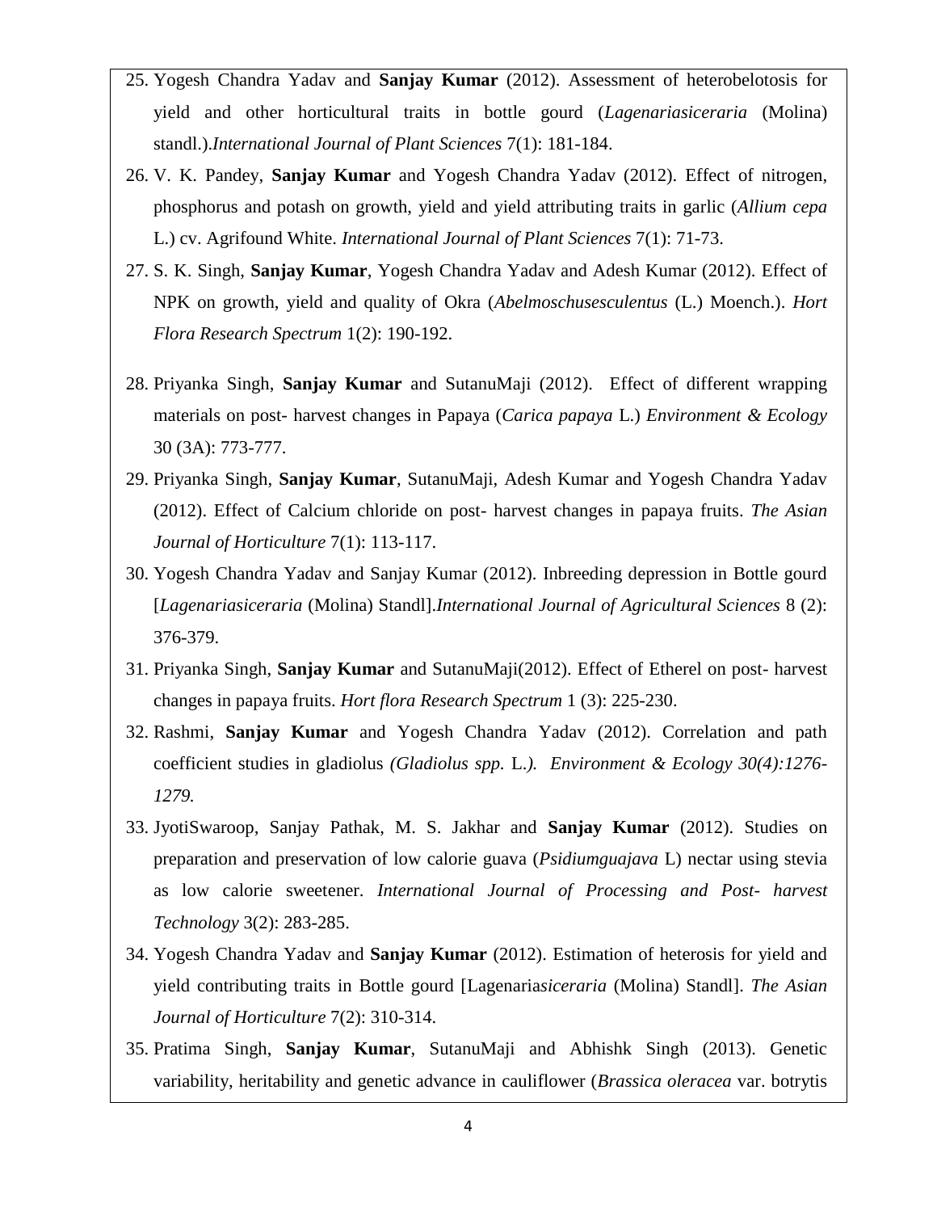25. Yogesh Chandra Yadav and **Sanjay Kumar** (2012). Assessment of heterobelotosis for yield and other horticultural traits in bottle gourd (*Lagenariasiceraria* (Molina) standl.).*International Journal of Plant Sciences* 7(1): 181-184.
26. V. K. Pandey, **Sanjay Kumar** and Yogesh Chandra Yadav (2012). Effect of nitrogen, phosphorus and potash on growth, yield and yield attributing traits in garlic (*Allium cepa* L.) cv. Agrifound White. *International Journal of Plant Sciences* 7(1): 71-73.
27. S. K. Singh, **Sanjay Kumar**, Yogesh Chandra Yadav and Adesh Kumar (2012). Effect of NPK on growth, yield and quality of Okra (*Abelmoschusesculentus* (L.) Moench.). *Hort Flora Research Spectrum* 1(2): 190-192.
28. Priyanka Singh, **Sanjay Kumar** and SutanuMaji (2012). Effect of different wrapping materials on post- harvest changes in Papaya (*Carica papaya* L.) *Environment & Ecology* 30 (3A): 773-777.
29. Priyanka Singh, **Sanjay Kumar**, SutanuMaji, Adesh Kumar and Yogesh Chandra Yadav (2012). Effect of Calcium chloride on post- harvest changes in papaya fruits. *The Asian Journal of Horticulture* 7(1): 113-117.
30. Yogesh Chandra Yadav and Sanjay Kumar (2012). Inbreeding depression in Bottle gourd [*Lagenariasiceraria* (Molina) Standl].*International Journal of Agricultural Sciences* 8 (2): 376-379.
31. Priyanka Singh, **Sanjay Kumar** and SutanuMaji(2012). Effect of Etherel on post- harvest changes in papaya fruits. *Hort flora Research Spectrum* 1 (3): 225-230.
32. Rashmi, **Sanjay Kumar** and Yogesh Chandra Yadav (2012). Correlation and path coefficient studies in gladiolus *(Gladiolus spp.* L.*). Environment & Ecology 30(4):1276-1279.*
33. JyotiSwaroop, Sanjay Pathak, M. S. Jakhar and **Sanjay Kumar** (2012). Studies on preparation and preservation of low calorie guava (*Psidiumguajava* L) nectar using stevia as low calorie sweetener. *International Journal of Processing and Post- harvest Technology* 3(2): 283-285.
34. Yogesh Chandra Yadav and **Sanjay Kumar** (2012). Estimation of heterosis for yield and yield contributing traits in Bottle gourd [Lagenaria*siceraria* (Molina) Standl]. *The Asian Journal of Horticulture* 7(2): 310-314.
35. Pratima Singh, **Sanjay Kumar**, SutanuMaji and Abhishk Singh (2013). Genetic variability, heritability and genetic advance in cauliflower (*Brassica oleracea* var. botrytis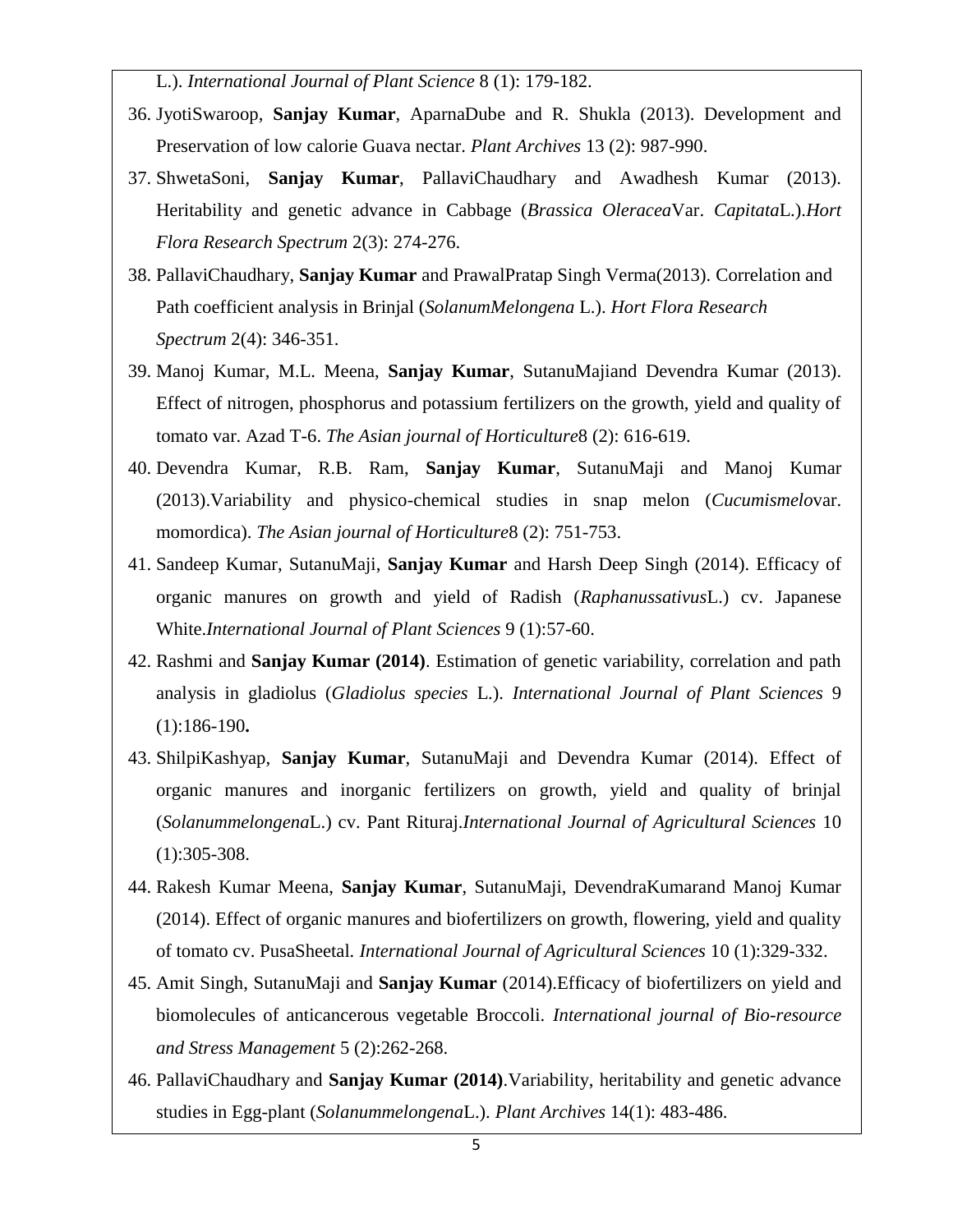L.). *International Journal of Plant Science* 8 (1): 179-182.

36. JyotiSwaroop, **Sanjay Kumar**, AparnaDube and R. Shukla (2013). Development and Preservation of low calorie Guava nectar. *Plant Archives* 13 (2): 987-990.
37. ShwetaSoni, **Sanjay Kumar**, PallaviChaudhary and Awadhesh Kumar (2013). Heritability and genetic advance in Cabbage (*Brassica Oleracea*Var. *Capitata*L.).*Hort Flora Research Spectrum* 2(3): 274-276.
38. PallaviChaudhary, **Sanjay Kumar** and PrawalPratap Singh Verma(2013). Correlation and Path coefficient analysis in Brinjal (*SolanumMelongena* L.). *Hort Flora Research Spectrum* 2(4): 346-351.
39. Manoj Kumar, M.L. Meena, **Sanjay Kumar**, SutanuMajiand Devendra Kumar (2013). Effect of nitrogen, phosphorus and potassium fertilizers on the growth, yield and quality of tomato var. Azad T-6. *The Asian journal of Horticulture*8 (2): 616-619.
40. Devendra Kumar, R.B. Ram, **Sanjay Kumar**, SutanuMaji and Manoj Kumar (2013).Variability and physico-chemical studies in snap melon (*Cucumismelo*var. momordica). *The Asian journal of Horticulture*8 (2): 751-753.
41. Sandeep Kumar, SutanuMaji, **Sanjay Kumar** and Harsh Deep Singh (2014). Efficacy of organic manures on growth and yield of Radish (*Raphanussativus*L.) cv. Japanese White.*International Journal of Plant Sciences* 9 (1):57-60.
42. Rashmi and **Sanjay Kumar (2014)**. Estimation of genetic variability, correlation and path analysis in gladiolus (*Gladiolus species* L.). *International Journal of Plant Sciences* 9 (1):186-190**.**
43. ShilpiKashyap, **Sanjay Kumar**, SutanuMaji and Devendra Kumar (2014). Effect of organic manures and inorganic fertilizers on growth, yield and quality of brinjal (*Solanummelongena*L.) cv. Pant Rituraj.*International Journal of Agricultural Sciences* 10 (1):305-308.
44. Rakesh Kumar Meena, **Sanjay Kumar**, SutanuMaji, DevendraKumarand Manoj Kumar (2014). Effect of organic manures and biofertilizers on growth, flowering, yield and quality of tomato cv. PusaSheetal. *International Journal of Agricultural Sciences* 10 (1):329-332.
45. Amit Singh, SutanuMaji and **Sanjay Kumar** (2014).Efficacy of biofertilizers on yield and biomolecules of anticancerous vegetable Broccoli. *International journal of Bio-resource and Stress Management* 5 (2):262-268.
46. PallaviChaudhary and **Sanjay Kumar (2014)**.Variability, heritability and genetic advance studies in Egg-plant (*Solanummelongena*L.). *Plant Archives* 14(1): 483-486.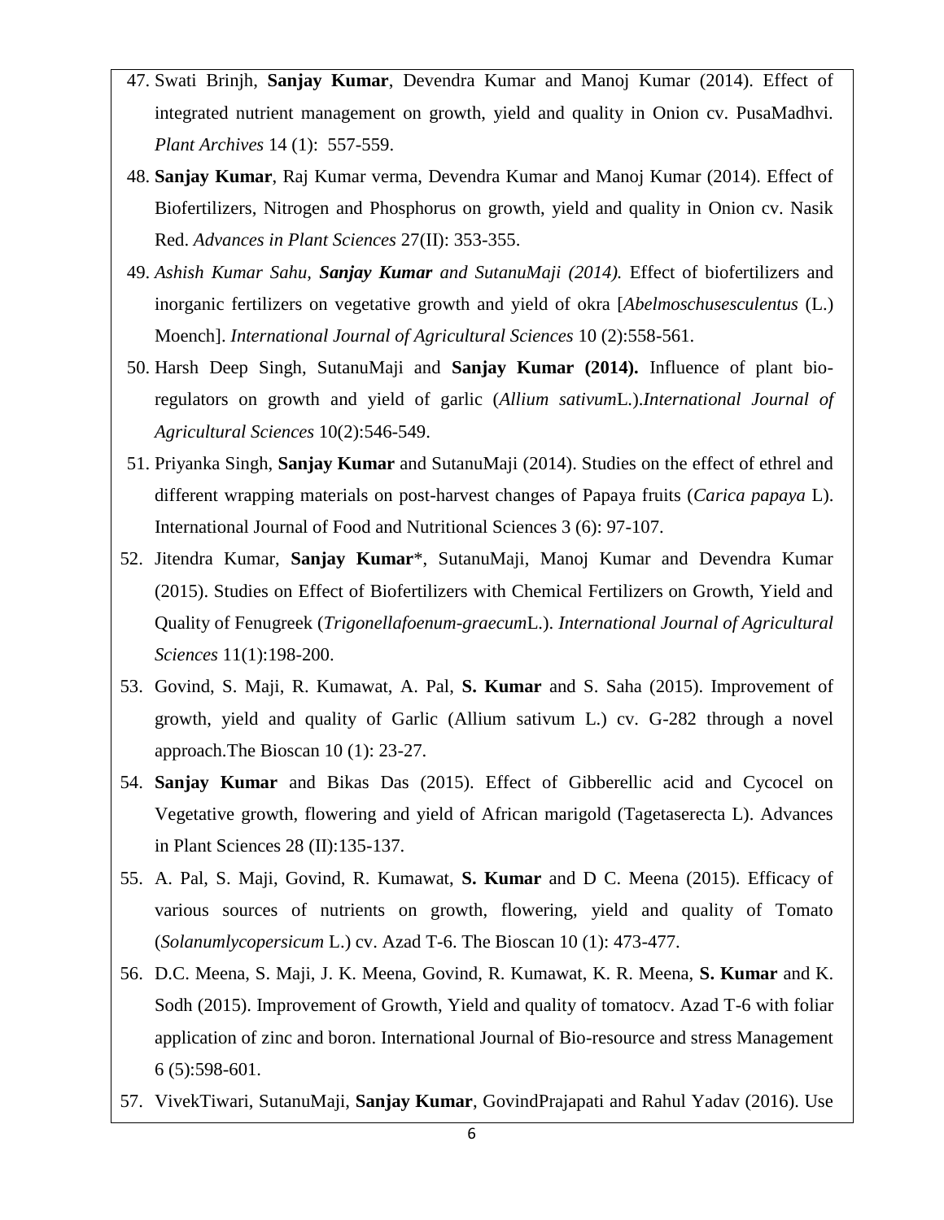47. Swati Brinjh, **Sanjay Kumar**, Devendra Kumar and Manoj Kumar (2014). Effect of integrated nutrient management on growth, yield and quality in Onion cv. PusaMadhvi. *Plant Archives* 14 (1): 557-559.
48. **Sanjay Kumar**, Raj Kumar verma, Devendra Kumar and Manoj Kumar (2014). Effect of Biofertilizers, Nitrogen and Phosphorus on growth, yield and quality in Onion cv. Nasik Red. *Advances in Plant Sciences* 27(II): 353-355.
49. *Ashish Kumar Sahu, **Sanjay Kumar** and SutanuMaji (2014).* Effect of biofertilizers and inorganic fertilizers on vegetative growth and yield of okra [*Abelmoschusesculentus* (L.) Moench]. *International Journal of Agricultural Sciences* 10 (2):558-561.
50. Harsh Deep Singh, SutanuMaji and **Sanjay Kumar (2014).** Influence of plant bio-regulators on growth and yield of garlic (*Allium sativum*L.).*International Journal of Agricultural Sciences* 10(2):546-549.
51. Priyanka Singh, **Sanjay Kumar** and SutanuMaji (2014). Studies on the effect of ethrel and different wrapping materials on post-harvest changes of Papaya fruits (*Carica papaya* L). International Journal of Food and Nutritional Sciences 3 (6): 97-107.
52. Jitendra Kumar, **Sanjay Kumar***, SutanuMaji, Manoj Kumar and Devendra Kumar (2015). Studies on Effect of Biofertilizers with Chemical Fertilizers on Growth, Yield and Quality of Fenugreek (*Trigonellafoenum-graecum*L.). *International Journal of Agricultural Sciences* 11(1):198-200.
53. Govind, S. Maji, R. Kumawat, A. Pal, **S. Kumar** and S. Saha (2015). Improvement of growth, yield and quality of Garlic (Allium sativum L.) cv. G-282 through a novel approach.The Bioscan 10 (1): 23-27.
54. **Sanjay Kumar** and Bikas Das (2015). Effect of Gibberellic acid and Cycocel on Vegetative growth, flowering and yield of African marigold (Tagetaserecta L). Advances in Plant Sciences 28 (II):135-137.
55. A. Pal, S. Maji, Govind, R. Kumawat, **S. Kumar** and D C. Meena (2015). Efficacy of various sources of nutrients on growth, flowering, yield and quality of Tomato (*Solanumlycopersicum* L.) cv. Azad T-6. The Bioscan 10 (1): 473-477.
56. D.C. Meena, S. Maji, J. K. Meena, Govind, R. Kumawat, K. R. Meena, **S. Kumar** and K. Sodh (2015). Improvement of Growth, Yield and quality of tomatocv. Azad T-6 with foliar application of zinc and boron. International Journal of Bio-resource and stress Management 6 (5):598-601.
57. VivekTiwari, SutanuMaji, **Sanjay Kumar**, GovindPrajapati and Rahul Yadav (2016). Use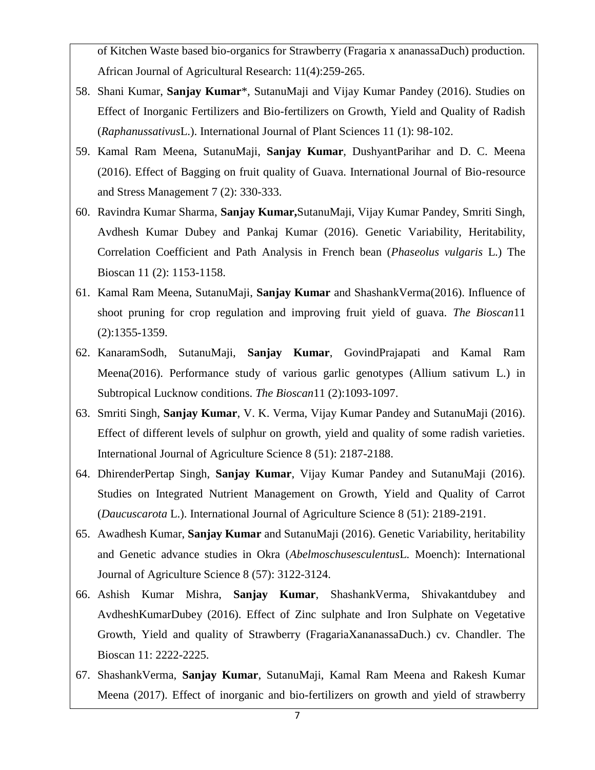of Kitchen Waste based bio-organics for Strawberry (Fragaria x ananassaDuch) production. African Journal of Agricultural Research: 11(4):259-265.

58. Shani Kumar, **Sanjay Kumar***, SutanuMaji and Vijay Kumar Pandey (2016). Studies on Effect of Inorganic Fertilizers and Bio-fertilizers on Growth, Yield and Quality of Radish (*Raphanussativus*L.). International Journal of Plant Sciences 11 (1): 98-102.
59. Kamal Ram Meena, SutanuMaji, **Sanjay Kumar**, DushyantParihar and D. C. Meena (2016). Effect of Bagging on fruit quality of Guava. International Journal of Bio-resource and Stress Management 7 (2): 330-333.
60. Ravindra Kumar Sharma, **Sanjay Kumar,**SutanuMaji, Vijay Kumar Pandey, Smriti Singh, Avdhesh Kumar Dubey and Pankaj Kumar (2016). Genetic Variability, Heritability, Correlation Coefficient and Path Analysis in French bean (*Phaseolus vulgaris* L.) The Bioscan 11 (2): 1153-1158.
61. Kamal Ram Meena, SutanuMaji, **Sanjay Kumar** and ShashankVerma(2016). Influence of shoot pruning for crop regulation and improving fruit yield of guava. *The Bioscan*11 (2):1355-1359.
62. KanaramSodh, SutanuMaji, **Sanjay Kumar**, GovindPrajapati and Kamal Ram Meena(2016). Performance study of various garlic genotypes (Allium sativum L.) in Subtropical Lucknow conditions. *The Bioscan*11 (2):1093-1097.
63. Smriti Singh, **Sanjay Kumar**, V. K. Verma, Vijay Kumar Pandey and SutanuMaji (2016). Effect of different levels of sulphur on growth, yield and quality of some radish varieties. International Journal of Agriculture Science 8 (51): 2187-2188.
64. DhirenderPertap Singh, **Sanjay Kumar**, Vijay Kumar Pandey and SutanuMaji (2016). Studies on Integrated Nutrient Management on Growth, Yield and Quality of Carrot (*Daucuscarota* L.). International Journal of Agriculture Science 8 (51): 2189-2191.
65. Awadhesh Kumar, **Sanjay Kumar** and SutanuMaji (2016). Genetic Variability, heritability and Genetic advance studies in Okra (*Abelmoschusesculentus*L. Moench): International Journal of Agriculture Science 8 (57): 3122-3124.
66. Ashish Kumar Mishra, **Sanjay Kumar**, ShashankVerma, Shivakantdubey and AvdheshKumarDubey (2016). Effect of Zinc sulphate and Iron Sulphate on Vegetative Growth, Yield and quality of Strawberry (FragariaXananassaDuch.) cv. Chandler. The Bioscan 11: 2222-2225.
67. ShashankVerma, **Sanjay Kumar**, SutanuMaji, Kamal Ram Meena and Rakesh Kumar Meena (2017). Effect of inorganic and bio-fertilizers on growth and yield of strawberry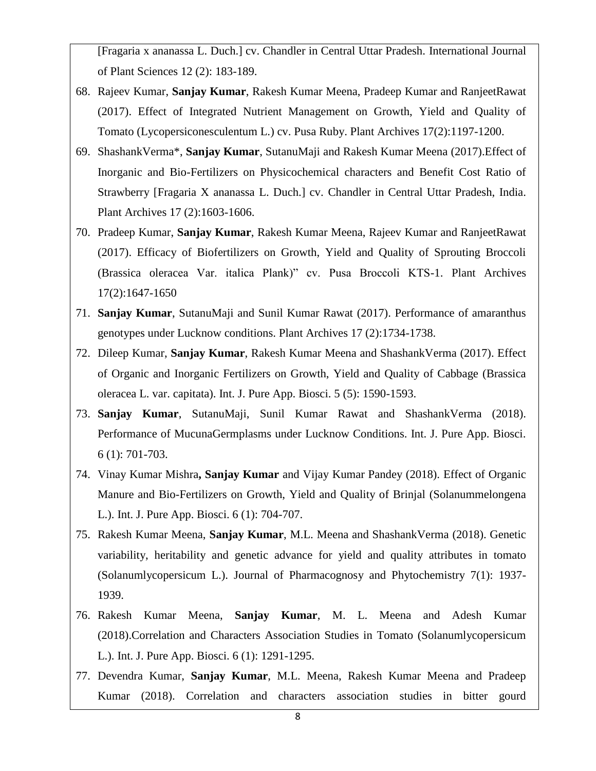[Fragaria x ananassa L. Duch.] cv. Chandler in Central Uttar Pradesh. International Journal of Plant Sciences 12 (2): 183-189.

68. Rajeev Kumar, **Sanjay Kumar**, Rakesh Kumar Meena, Pradeep Kumar and RanjeetRawat (2017). Effect of Integrated Nutrient Management on Growth, Yield and Quality of Tomato (Lycopersiconesculentum L.) cv. Pusa Ruby. Plant Archives 17(2):1197-1200.
69. ShashankVerma*, **Sanjay Kumar**, SutanuMaji and Rakesh Kumar Meena (2017).Effect of Inorganic and Bio-Fertilizers on Physicochemical characters and Benefit Cost Ratio of Strawberry [Fragaria X ananassa L. Duch.] cv. Chandler in Central Uttar Pradesh, India. Plant Archives 17 (2):1603-1606.
70. Pradeep Kumar, **Sanjay Kumar**, Rakesh Kumar Meena, Rajeev Kumar and RanjeetRawat (2017). Efficacy of Biofertilizers on Growth, Yield and Quality of Sprouting Broccoli (Brassica oleracea Var. italica Plank)" cv. Pusa Broccoli KTS-1. Plant Archives 17(2):1647-1650
71. **Sanjay Kumar**, SutanuMaji and Sunil Kumar Rawat (2017). Performance of amaranthus genotypes under Lucknow conditions. Plant Archives 17 (2):1734-1738.
72. Dileep Kumar, **Sanjay Kumar**, Rakesh Kumar Meena and ShashankVerma (2017). Effect of Organic and Inorganic Fertilizers on Growth, Yield and Quality of Cabbage (Brassica oleracea L. var. capitata). Int. J. Pure App. Biosci. 5 (5): 1590-1593.
73. **Sanjay Kumar**, SutanuMaji, Sunil Kumar Rawat and ShashankVerma (2018). Performance of MucunaGermplasms under Lucknow Conditions. Int. J. Pure App. Biosci. 6 (1): 701-703.
74. Vinay Kumar Mishra**, Sanjay Kumar** and Vijay Kumar Pandey (2018). Effect of Organic Manure and Bio-Fertilizers on Growth, Yield and Quality of Brinjal (Solanummelongena L.). Int. J. Pure App. Biosci. 6 (1): 704-707.
75. Rakesh Kumar Meena, **Sanjay Kumar**, M.L. Meena and ShashankVerma (2018). Genetic variability, heritability and genetic advance for yield and quality attributes in tomato (Solanumlycopersicum L.). Journal of Pharmacognosy and Phytochemistry 7(1): 1937-1939.
76. Rakesh Kumar Meena, **Sanjay Kumar**, M. L. Meena and Adesh Kumar (2018).Correlation and Characters Association Studies in Tomato (Solanumlycopersicum L.). Int. J. Pure App. Biosci. 6 (1): 1291-1295.
77. Devendra Kumar, **Sanjay Kumar**, M.L. Meena, Rakesh Kumar Meena and Pradeep Kumar (2018). Correlation and characters association studies in bitter gourd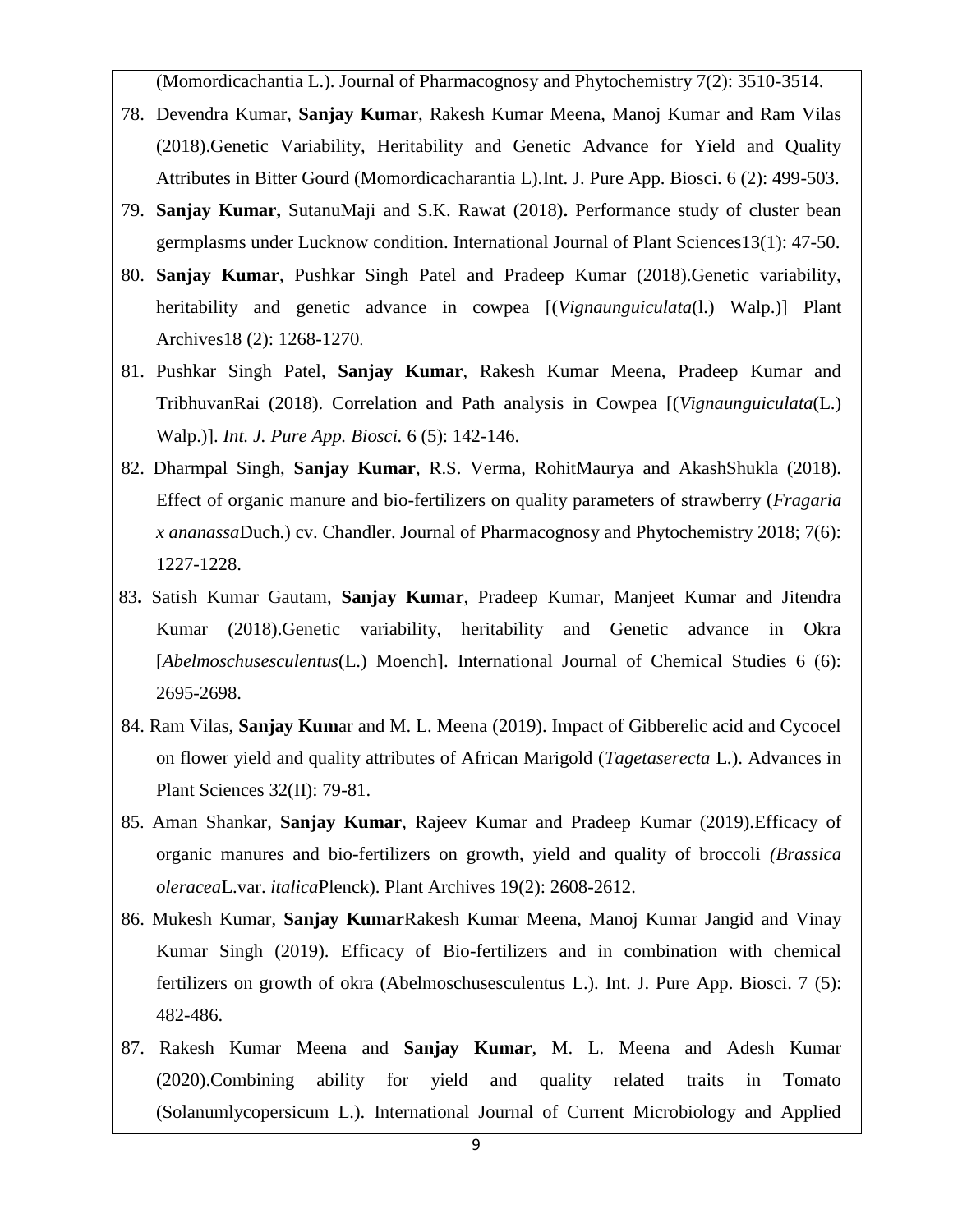(Momordicachantia L.). Journal of Pharmacognosy and Phytochemistry 7(2): 3510-3514.

78. Devendra Kumar, **Sanjay Kumar**, Rakesh Kumar Meena, Manoj Kumar and Ram Vilas (2018).Genetic Variability, Heritability and Genetic Advance for Yield and Quality Attributes in Bitter Gourd (Momordicacharantia L).Int. J. Pure App. Biosci. 6 (2): 499-503.
79. **Sanjay Kumar,** SutanuMaji and S.K. Rawat (2018)**.** Performance study of cluster bean germplasms under Lucknow condition. International Journal of Plant Sciences13(1): 47-50.
80. **Sanjay Kumar**, Pushkar Singh Patel and Pradeep Kumar (2018).Genetic variability, heritability and genetic advance in cowpea [(*Vignaunguiculata*(l.) Walp.)] Plant Archives18 (2): 1268-1270.
81. Pushkar Singh Patel, **Sanjay Kumar**, Rakesh Kumar Meena, Pradeep Kumar and TribhuvanRai (2018). Correlation and Path analysis in Cowpea [(*Vignaunguiculata*(L.) Walp.)]. *Int. J. Pure App. Biosci.* 6 (5): 142-146.
82. Dharmpal Singh, **Sanjay Kumar**, R.S. Verma, RohitMaurya and AkashShukla (2018). Effect of organic manure and bio-fertilizers on quality parameters of strawberry (*Fragaria x ananassa*Duch.) cv. Chandler. Journal of Pharmacognosy and Phytochemistry 2018; 7(6): 1227-1228.
83. Satish Kumar Gautam, **Sanjay Kumar**, Pradeep Kumar, Manjeet Kumar and Jitendra Kumar (2018).Genetic variability, heritability and Genetic advance in Okra [*Abelmoschusesculentus*(L.) Moench]. International Journal of Chemical Studies 6 (6): 2695-2698.
84. Ram Vilas, **Sanjay Kum**ar and M. L. Meena (2019). Impact of Gibberelic acid and Cycocel on flower yield and quality attributes of African Marigold (*Tagetaserecta* L.). Advances in Plant Sciences 32(II): 79-81.
85. Aman Shankar, **Sanjay Kumar**, Rajeev Kumar and Pradeep Kumar (2019).Efficacy of organic manures and bio-fertilizers on growth, yield and quality of broccoli *(Brassica oleracea*L.var. *italica*Plenck). Plant Archives 19(2): 2608-2612.
86. Mukesh Kumar, **Sanjay Kumar**Rakesh Kumar Meena, Manoj Kumar Jangid and Vinay Kumar Singh (2019). Efficacy of Bio-fertilizers and in combination with chemical fertilizers on growth of okra (Abelmoschusesculentus L.). Int. J. Pure App. Biosci. 7 (5): 482-486.
87. Rakesh Kumar Meena and **Sanjay Kumar**, M. L. Meena and Adesh Kumar (2020).Combining ability for yield and quality related traits in Tomato (Solanumlycopersicum L.). International Journal of Current Microbiology and Applied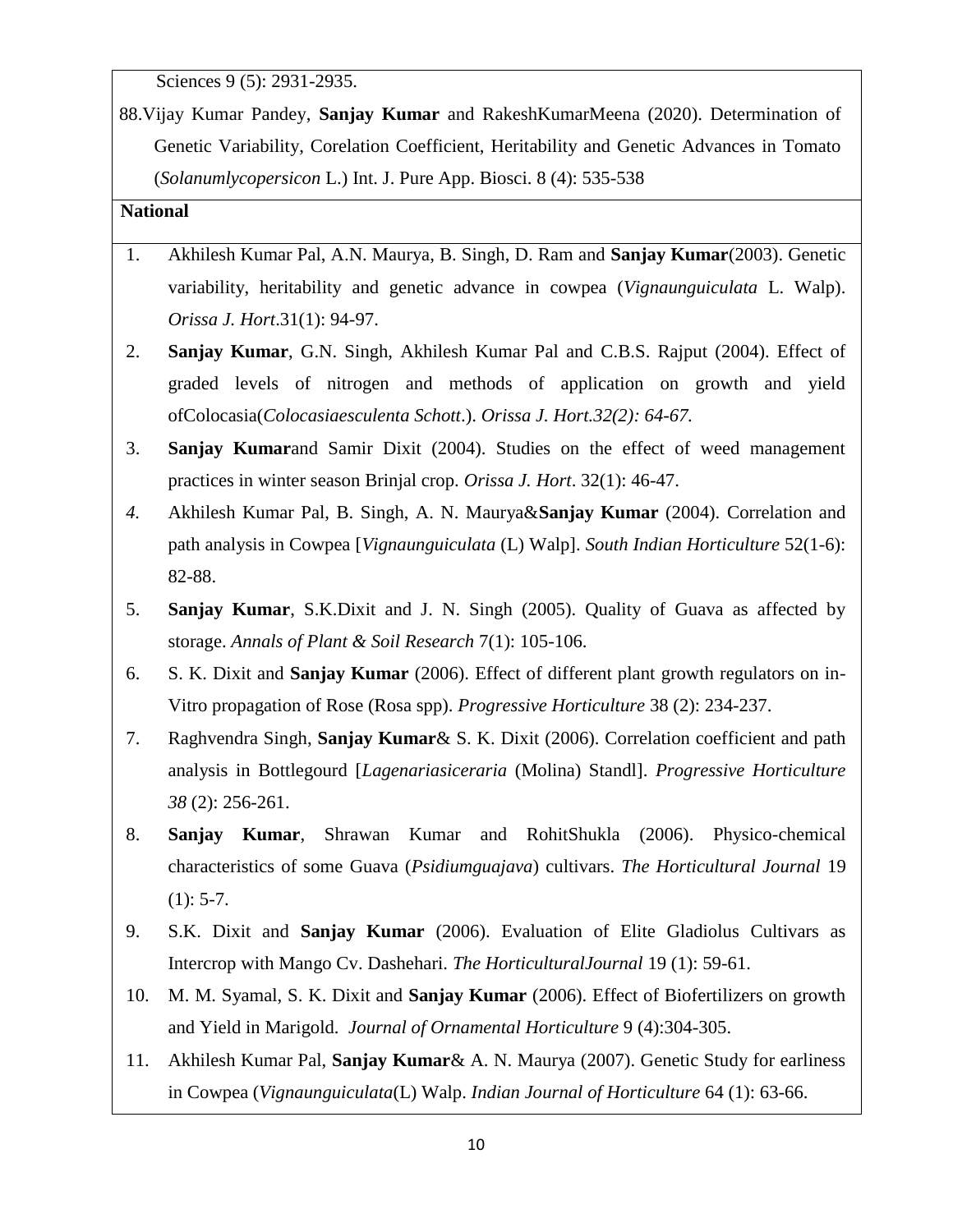Sciences 9 (5): 2931-2935.

88.Vijay Kumar Pandey, **Sanjay Kumar** and RakeshKumarMeena (2020). Determination of Genetic Variability, Corelation Coefficient, Heritability and Genetic Advances in Tomato (*Solanumlycopersicon* L.) Int. J. Pure App. Biosci. 8 (4): 535-538

**National**

1. Akhilesh Kumar Pal, A.N. Maurya, B. Singh, D. Ram and **Sanjay Kumar**(2003). Genetic variability, heritability and genetic advance in cowpea (*Vignaunguiculata* L. Walp). *Orissa J. Hort*.31(1): 94-97.
2. **Sanjay Kumar**, G.N. Singh, Akhilesh Kumar Pal and C.B.S. Rajput (2004). Effect of graded levels of nitrogen and methods of application on growth and yield ofColocasia(*Colocasiaesculenta Schott*.). *Orissa J. Hort.32(2): 64-67.*
3. **Sanjay Kumar**and Samir Dixit (2004). Studies on the effect of weed management practices in winter season Brinjal crop. *Orissa J. Hort*. 32(1): 46-47.
4. Akhilesh Kumar Pal, B. Singh, A. N. Maurya&**Sanjay Kumar** (2004). Correlation and path analysis in Cowpea [*Vignaunguiculata* (L) Walp]. *South Indian Horticulture* 52(1-6): 82-88.
5. **Sanjay Kumar**, S.K.Dixit and J. N. Singh (2005). Quality of Guava as affected by storage. *Annals of Plant & Soil Research* 7(1): 105-106.
6. S. K. Dixit and **Sanjay Kumar** (2006). Effect of different plant growth regulators on in-Vitro propagation of Rose (Rosa spp). *Progressive Horticulture* 38 (2): 234-237.
7. Raghvendra Singh, **Sanjay Kumar**& S. K. Dixit (2006). Correlation coefficient and path analysis in Bottlegourd [*Lagenariasiceraria* (Molina) Standl]. *Progressive Horticulture 38* (2): 256-261.
8. **Sanjay Kumar**, Shrawan Kumar and RohitShukla (2006). Physico-chemical characteristics of some Guava (*Psidiumguajava*) cultivars. *The Horticultural Journal* 19 (1): 5-7.
9. S.K. Dixit and **Sanjay Kumar** (2006). Evaluation of Elite Gladiolus Cultivars as Intercrop with Mango Cv. Dashehari. *The HorticulturalJournal* 19 (1): 59-61.
10. M. M. Syamal, S. K. Dixit and **Sanjay Kumar** (2006). Effect of Biofertilizers on growth and Yield in Marigold. *Journal of Ornamental Horticulture* 9 (4):304-305.
11. Akhilesh Kumar Pal, **Sanjay Kumar**& A. N. Maurya (2007). Genetic Study for earliness in Cowpea (*Vignaunguiculata*(L) Walp. *Indian Journal of Horticulture* 64 (1): 63-66.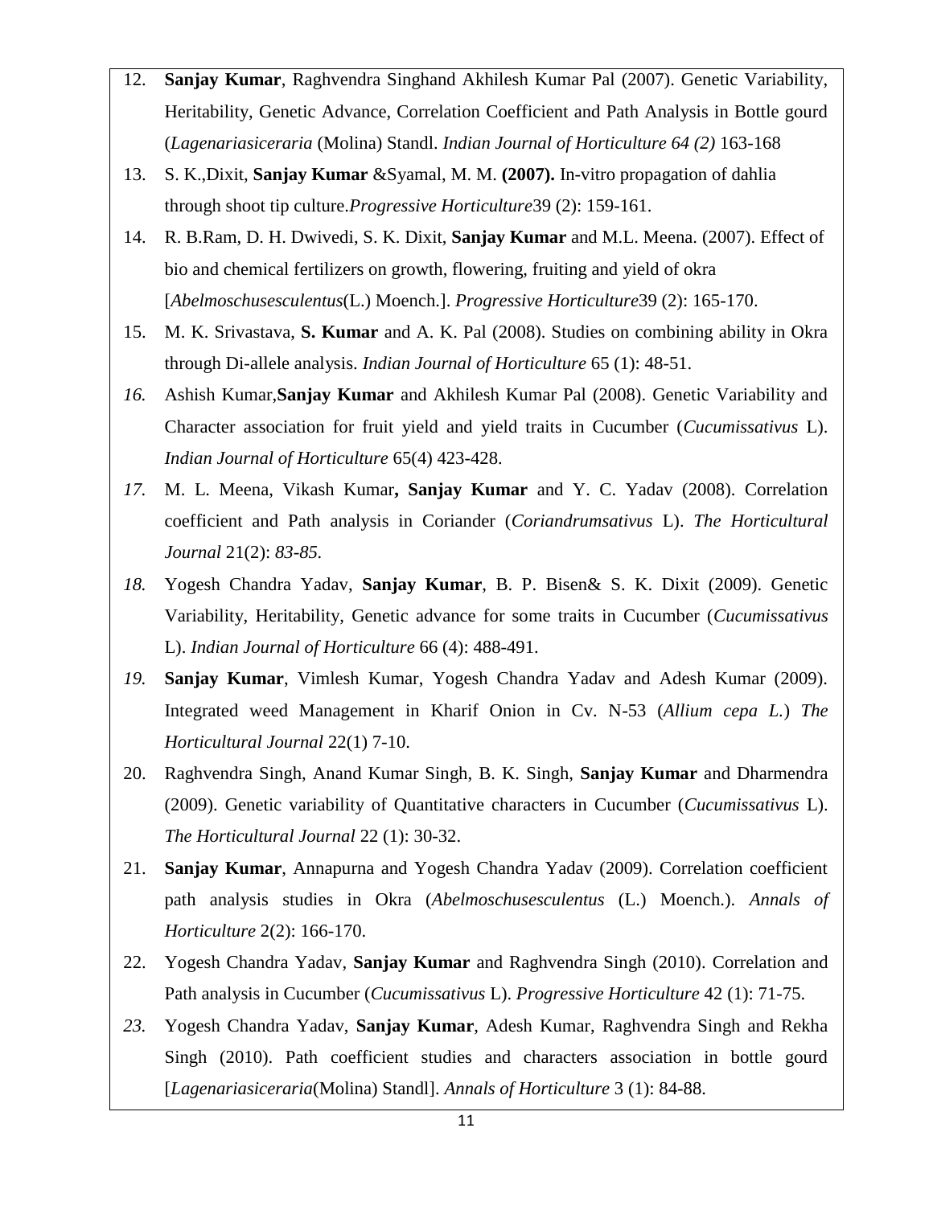12. **Sanjay Kumar**, Raghvendra Singhand Akhilesh Kumar Pal (2007). Genetic Variability, Heritability, Genetic Advance, Correlation Coefficient and Path Analysis in Bottle gourd (*Lagenariasiceraria* (Molina) Standl. *Indian Journal of Horticulture 64 (2)* 163-168
13. S. K.,Dixit, **Sanjay Kumar** &Syamal, M. M. **(2007).** In-vitro propagation of dahlia through shoot tip culture.*Progressive Horticulture*39 (2): 159-161.
14. R. B.Ram, D. H. Dwivedi, S. K. Dixit, **Sanjay Kumar** and M.L. Meena. (2007). Effect of bio and chemical fertilizers on growth, flowering, fruiting and yield of okra [*Abelmoschusesculentus*(L.) Moench.]. *Progressive Horticulture*39 (2): 165-170.
15. M. K. Srivastava, **S. Kumar** and A. K. Pal (2008). Studies on combining ability in Okra through Di-allele analysis. *Indian Journal of Horticulture* 65 (1): 48-51.
16. Ashish Kumar,**Sanjay Kumar** and Akhilesh Kumar Pal (2008). Genetic Variability and Character association for fruit yield and yield traits in Cucumber (*Cucumissativus* L). *Indian Journal of Horticulture* 65(4) 423-428.
17. M. L. Meena, Vikash Kumar**, Sanjay Kumar** and Y. C. Yadav (2008). Correlation coefficient and Path analysis in Coriander (*Coriandrumsativus* L). *The Horticultural Journal* 21(2): *83-85.*
18. Yogesh Chandra Yadav, **Sanjay Kumar**, B. P. Bisen& S. K. Dixit (2009). Genetic Variability, Heritability, Genetic advance for some traits in Cucumber (*Cucumissativus* L). *Indian Journal of Horticulture* 66 (4): 488-491.
19. **Sanjay Kumar**, Vimlesh Kumar, Yogesh Chandra Yadav and Adesh Kumar (2009). Integrated weed Management in Kharif Onion in Cv. N-53 (*Allium cepa L.*) *The Horticultural Journal* 22(1) 7-10.
20. Raghvendra Singh, Anand Kumar Singh, B. K. Singh, **Sanjay Kumar** and Dharmendra (2009). Genetic variability of Quantitative characters in Cucumber (*Cucumissativus* L). *The Horticultural Journal* 22 (1): 30-32.
21. **Sanjay Kumar**, Annapurna and Yogesh Chandra Yadav (2009). Correlation coefficient path analysis studies in Okra (*Abelmoschusesculentus* (L.) Moench.). *Annals of Horticulture* 2(2): 166-170.
22. Yogesh Chandra Yadav, **Sanjay Kumar** and Raghvendra Singh (2010). Correlation and Path analysis in Cucumber (*Cucumissativus* L). *Progressive Horticulture* 42 (1): 71-75.
23. Yogesh Chandra Yadav, **Sanjay Kumar**, Adesh Kumar, Raghvendra Singh and Rekha Singh (2010). Path coefficient studies and characters association in bottle gourd [*Lagenariasiceraria*(Molina) Standl]. *Annals of Horticulture* 3 (1): 84-88.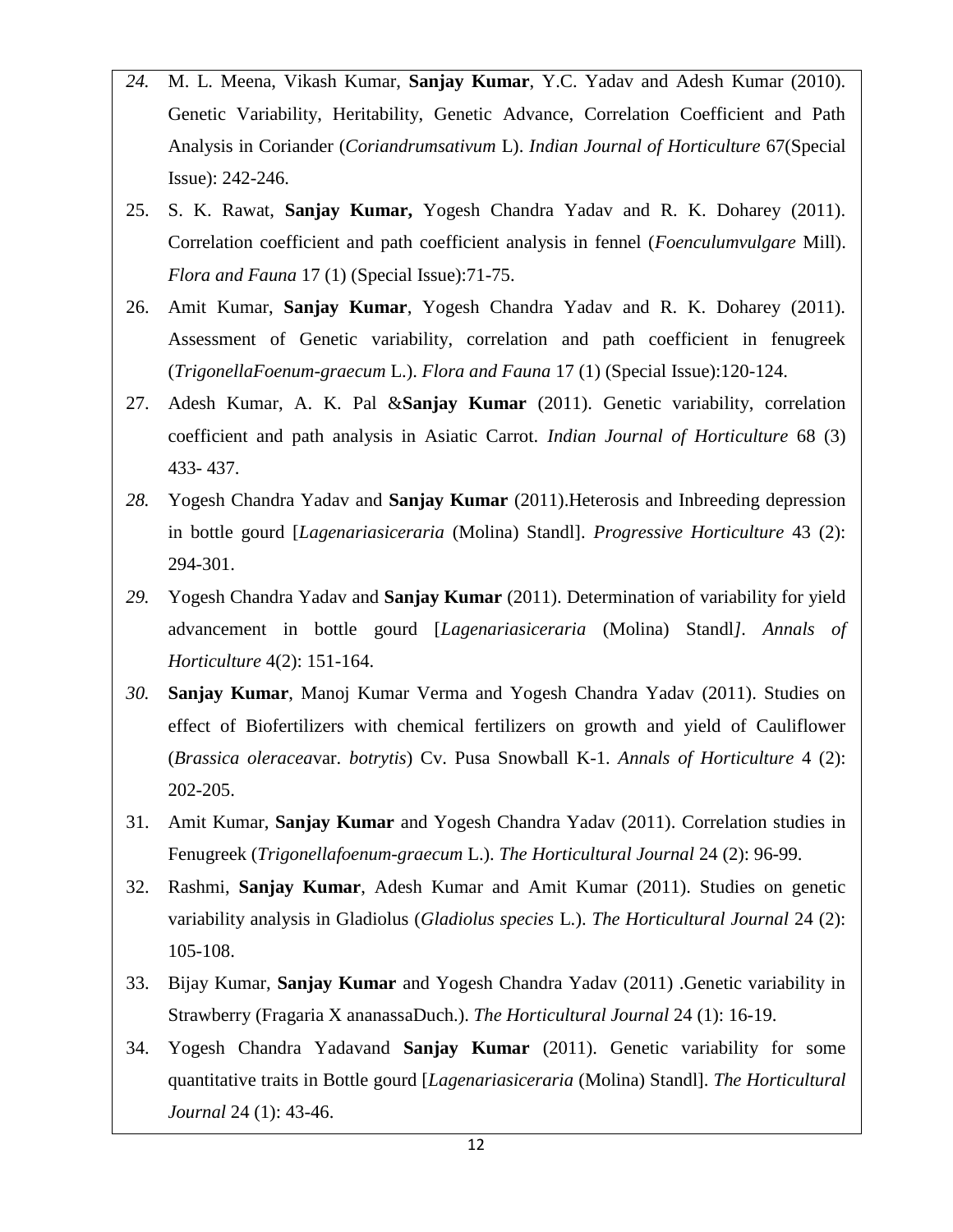24. M. L. Meena, Vikash Kumar, **Sanjay Kumar**, Y.C. Yadav and Adesh Kumar (2010). Genetic Variability, Heritability, Genetic Advance, Correlation Coefficient and Path Analysis in Coriander (*Coriandrumsativum* L). *Indian Journal of Horticulture* 67(Special Issue): 242-246.
25. S. K. Rawat, **Sanjay Kumar,** Yogesh Chandra Yadav and R. K. Doharey (2011). Correlation coefficient and path coefficient analysis in fennel (*Foenculumvulgare* Mill). *Flora and Fauna* 17 (1) (Special Issue):71-75.
26. Amit Kumar, **Sanjay Kumar**, Yogesh Chandra Yadav and R. K. Doharey (2011). Assessment of Genetic variability, correlation and path coefficient in fenugreek (*TrigonellaFoenum-graecum* L.). *Flora and Fauna* 17 (1) (Special Issue):120-124.
27. Adesh Kumar, A. K. Pal &**Sanjay Kumar** (2011). Genetic variability, correlation coefficient and path analysis in Asiatic Carrot. *Indian Journal of Horticulture* 68 (3) 433- 437.
28. Yogesh Chandra Yadav and **Sanjay Kumar** (2011).Heterosis and Inbreeding depression in bottle gourd [*Lagenariasiceraria* (Molina) Standl]. *Progressive Horticulture* 43 (2): 294-301.
29. Yogesh Chandra Yadav and **Sanjay Kumar** (2011). Determination of variability for yield advancement in bottle gourd [*Lagenariasiceraria* (Molina) Standl*]*. *Annals of Horticulture* 4(2): 151-164.
30. **Sanjay Kumar**, Manoj Kumar Verma and Yogesh Chandra Yadav (2011). Studies on effect of Biofertilizers with chemical fertilizers on growth and yield of Cauliflower (*Brassica oleracea*var. *botrytis*) Cv. Pusa Snowball K-1. *Annals of Horticulture* 4 (2): 202-205.
31. Amit Kumar, **Sanjay Kumar** and Yogesh Chandra Yadav (2011). Correlation studies in Fenugreek (*Trigonellafoenum-graecum* L.). *The Horticultural Journal* 24 (2): 96-99.
32. Rashmi, **Sanjay Kumar**, Adesh Kumar and Amit Kumar (2011). Studies on genetic variability analysis in Gladiolus (*Gladiolus species* L.). *The Horticultural Journal* 24 (2): 105-108.
33. Bijay Kumar, **Sanjay Kumar** and Yogesh Chandra Yadav (2011) .Genetic variability in Strawberry (Fragaria X ananassaDuch.). *The Horticultural Journal* 24 (1): 16-19.
34. Yogesh Chandra Yadavand **Sanjay Kumar** (2011). Genetic variability for some quantitative traits in Bottle gourd [*Lagenariasiceraria* (Molina) Standl]. *The Horticultural Journal* 24 (1): 43-46.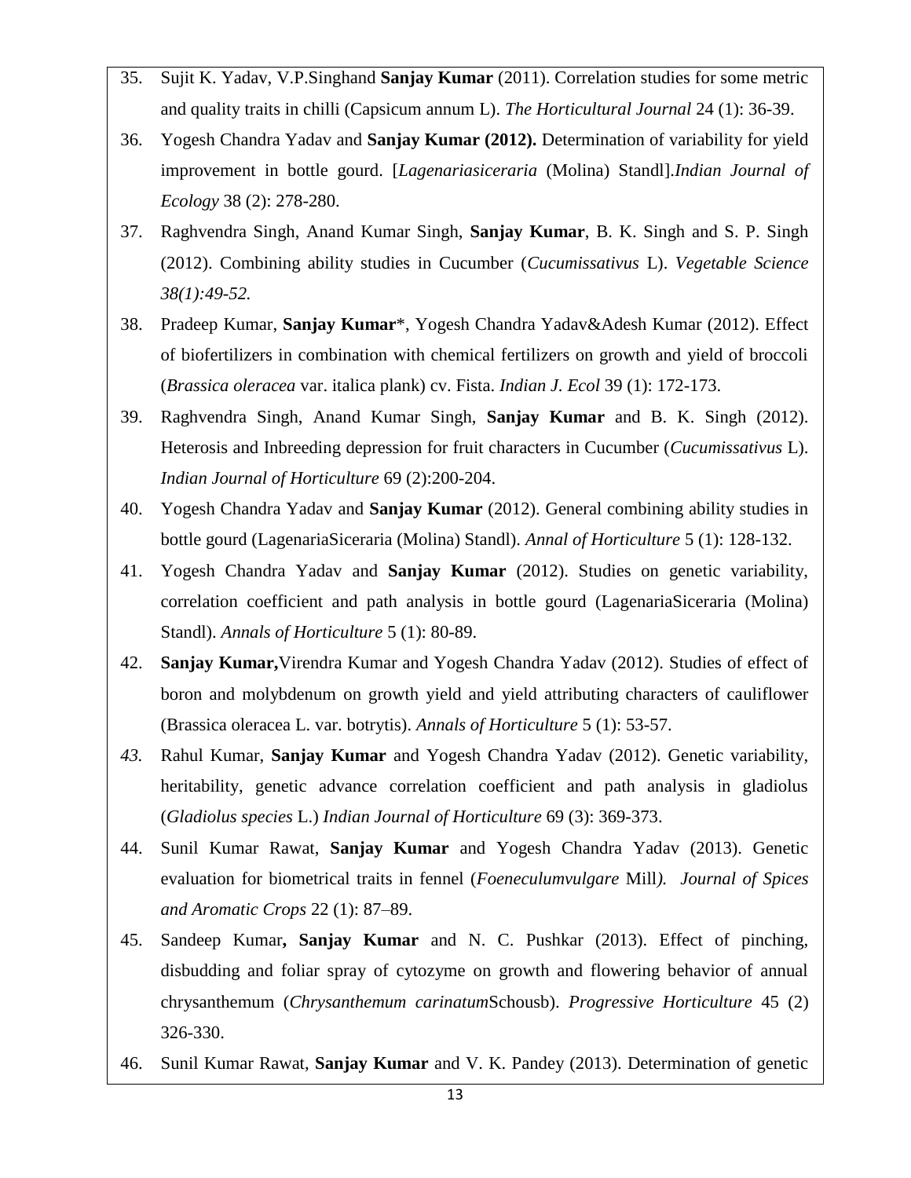35. Sujit K. Yadav, V.P.Singhand **Sanjay Kumar** (2011). Correlation studies for some metric and quality traits in chilli (Capsicum annum L). *The Horticultural Journal* 24 (1): 36-39.
36. Yogesh Chandra Yadav and **Sanjay Kumar (2012).** Determination of variability for yield improvement in bottle gourd. [*Lagenariasiceraria* (Molina) Standl].*Indian Journal of Ecology* 38 (2): 278-280.
37. Raghvendra Singh, Anand Kumar Singh, **Sanjay Kumar**, B. K. Singh and S. P. Singh (2012). Combining ability studies in Cucumber (*Cucumissativus* L). *Vegetable Science 38(1):49-52.*
38. Pradeep Kumar, **Sanjay Kumar***, Yogesh Chandra Yadav&Adesh Kumar (2012). Effect of biofertilizers in combination with chemical fertilizers on growth and yield of broccoli (*Brassica oleracea* var. italica plank) cv. Fista. *Indian J. Ecol* 39 (1): 172-173.
39. Raghvendra Singh, Anand Kumar Singh, **Sanjay Kumar** and B. K. Singh (2012). Heterosis and Inbreeding depression for fruit characters in Cucumber (*Cucumissativus* L). *Indian Journal of Horticulture* 69 (2):200-204.
40. Yogesh Chandra Yadav and **Sanjay Kumar** (2012). General combining ability studies in bottle gourd (LagenariaSiceraria (Molina) Standl). *Annal of Horticulture* 5 (1): 128-132.
41. Yogesh Chandra Yadav and **Sanjay Kumar** (2012). Studies on genetic variability, correlation coefficient and path analysis in bottle gourd (LagenariaSiceraria (Molina) Standl). *Annals of Horticulture* 5 (1): 80-89.
42. **Sanjay Kumar,**Virendra Kumar and Yogesh Chandra Yadav (2012). Studies of effect of boron and molybdenum on growth yield and yield attributing characters of cauliflower (Brassica oleracea L. var. botrytis). *Annals of Horticulture* 5 (1): 53-57.
43. Rahul Kumar, **Sanjay Kumar** and Yogesh Chandra Yadav (2012). Genetic variability, heritability, genetic advance correlation coefficient and path analysis in gladiolus (*Gladiolus species* L.) *Indian Journal of Horticulture* 69 (3): 369-373.
44. Sunil Kumar Rawat, **Sanjay Kumar** and Yogesh Chandra Yadav (2013). Genetic evaluation for biometrical traits in fennel (*Foeneculumvulgare* Mill*). Journal of Spices and Aromatic Crops* 22 (1): 87–89.
45. Sandeep Kumar**, Sanjay Kumar** and N. C. Pushkar (2013). Effect of pinching, disbudding and foliar spray of cytozyme on growth and flowering behavior of annual chrysanthemum (*Chrysanthemum carinatum*Schousb). *Progressive Horticulture* 45 (2) 326-330.
46. Sunil Kumar Rawat, **Sanjay Kumar** and V. K. Pandey (2013). Determination of genetic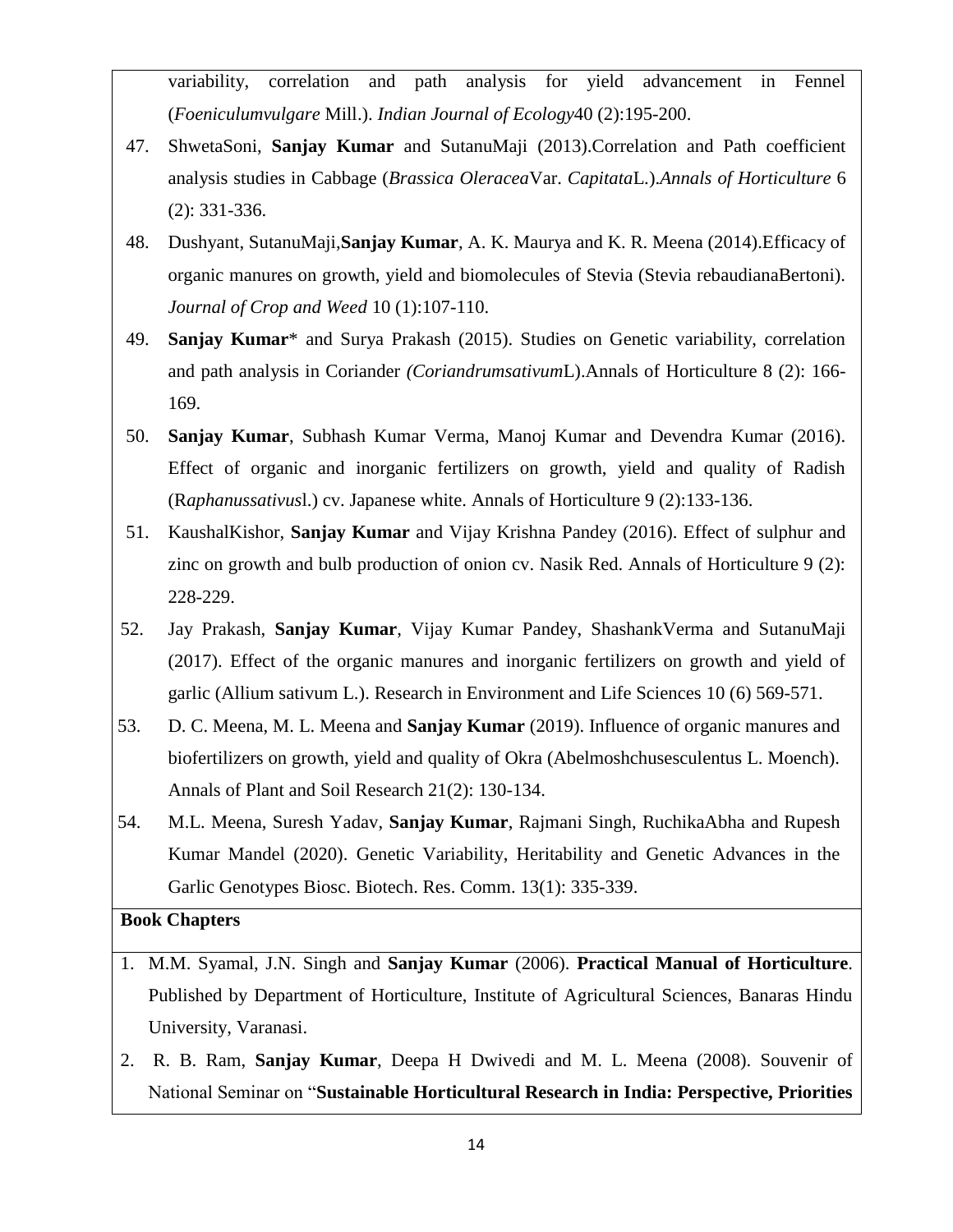variability, correlation and path analysis for yield advancement in Fennel (*Foeniculumvulgare* Mill.). *Indian Journal of Ecology*40 (2):195-200.

47. ShwetaSoni, **Sanjay Kumar** and SutanuMaji (2013).Correlation and Path coefficient analysis studies in Cabbage (*Brassica Oleracea*Var. *Capitata*L.).*Annals of Horticulture* 6 (2): 331-336.
48. Dushyant, SutanuMaji,**Sanjay Kumar**, A. K. Maurya and K. R. Meena (2014).Efficacy of organic manures on growth, yield and biomolecules of Stevia (Stevia rebaudianaBertoni). *Journal of Crop and Weed* 10 (1):107-110.
49. **Sanjay Kumar*** and Surya Prakash (2015). Studies on Genetic variability, correlation and path analysis in Coriander *(Coriandrumsativum*L).Annals of Horticulture 8 (2): 166-169.
50. **Sanjay Kumar**, Subhash Kumar Verma, Manoj Kumar and Devendra Kumar (2016). Effect of organic and inorganic fertilizers on growth, yield and quality of Radish (R*aphanussativus*l.) cv. Japanese white. Annals of Horticulture 9 (2):133-136.
51. KaushalKishor, **Sanjay Kumar** and Vijay Krishna Pandey (2016). Effect of sulphur and zinc on growth and bulb production of onion cv. Nasik Red. Annals of Horticulture 9 (2): 228-229.
52. Jay Prakash, **Sanjay Kumar**, Vijay Kumar Pandey, ShashankVerma and SutanuMaji (2017). Effect of the organic manures and inorganic fertilizers on growth and yield of garlic (Allium sativum L.). Research in Environment and Life Sciences 10 (6) 569-571.
53. D. C. Meena, M. L. Meena and **Sanjay Kumar** (2019). Influence of organic manures and biofertilizers on growth, yield and quality of Okra (Abelmoshchusesculentus L. Moench). Annals of Plant and Soil Research 21(2): 130-134.
54. M.L. Meena, Suresh Yadav, **Sanjay Kumar**, Rajmani Singh, RuchikaAbha and Rupesh Kumar Mandel (2020). Genetic Variability, Heritability and Genetic Advances in the Garlic Genotypes Biosc. Biotech. Res. Comm. 13(1): 335-339.

**Book Chapters**

1. M.M. Syamal, J.N. Singh and **Sanjay Kumar** (2006). **Practical Manual of Horticulture**. Published by Department of Horticulture, Institute of Agricultural Sciences, Banaras Hindu University, Varanasi.
2. R. B. Ram, **Sanjay Kumar**, Deepa H Dwivedi and M. L. Meena (2008). Souvenir of National Seminar on "**Sustainable Horticultural Research in India: Perspective, Priorities**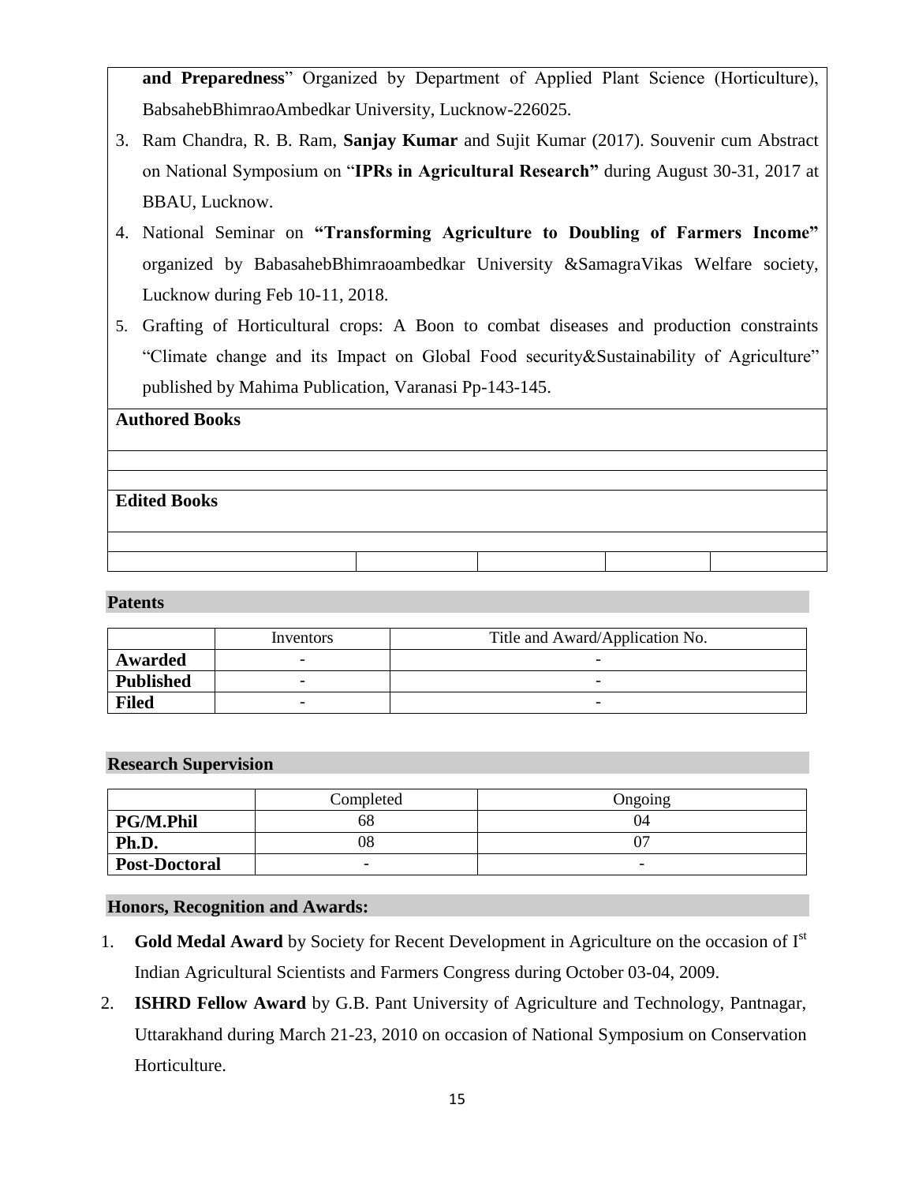**and Preparedness**" Organized by Department of Applied Plant Science (Horticulture), BabsahebBhimraoAmbedkar University, Lucknow-226025.

3. Ram Chandra, R. B. Ram, **Sanjay Kumar** and Sujit Kumar (2017). Souvenir cum Abstract on National Symposium on "**IPRs in Agricultural Research"** during August 30-31, 2017 at BBAU, Lucknow.
4. National Seminar on **"Transforming Agriculture to Doubling of Farmers Income"** organized by BabasahebBhimraoambedkar University &SamagraVikas Welfare society, Lucknow during Feb 10-11, 2018.
5. Grafting of Horticultural crops: A Boon to combat diseases and production constraints "Climate change and its Impact on Global Food security&Sustainability of Agriculture" published by Mahima Publication, Varanasi Pp-143-145.

**Authored Books**

**Edited Books**

## Patents

| | Inventors | Title and Award/Application No. |
|---|---|---|
| **Awarded** | - | - |
| **Published** | - | - |
| **Filed** | - | - |

## Research Supervision

| | Completed | Ongoing |
|---|---|---|
| **PG/M.Phil** | 68 | 04 |
| **Ph.D.** | 08 | 07 |
| **Post-Doctoral** | - | - |

## Honors, Recognition and Awards:

1. **Gold Medal Award** by Society for Recent Development in Agriculture on the occasion of I[st] Indian Agricultural Scientists and Farmers Congress during October 03-04, 2009.
2. **ISHRD Fellow Award** by G.B. Pant University of Agriculture and Technology, Pantnagar, Uttarakhand during March 21-23, 2010 on occasion of National Symposium on Conservation Horticulture.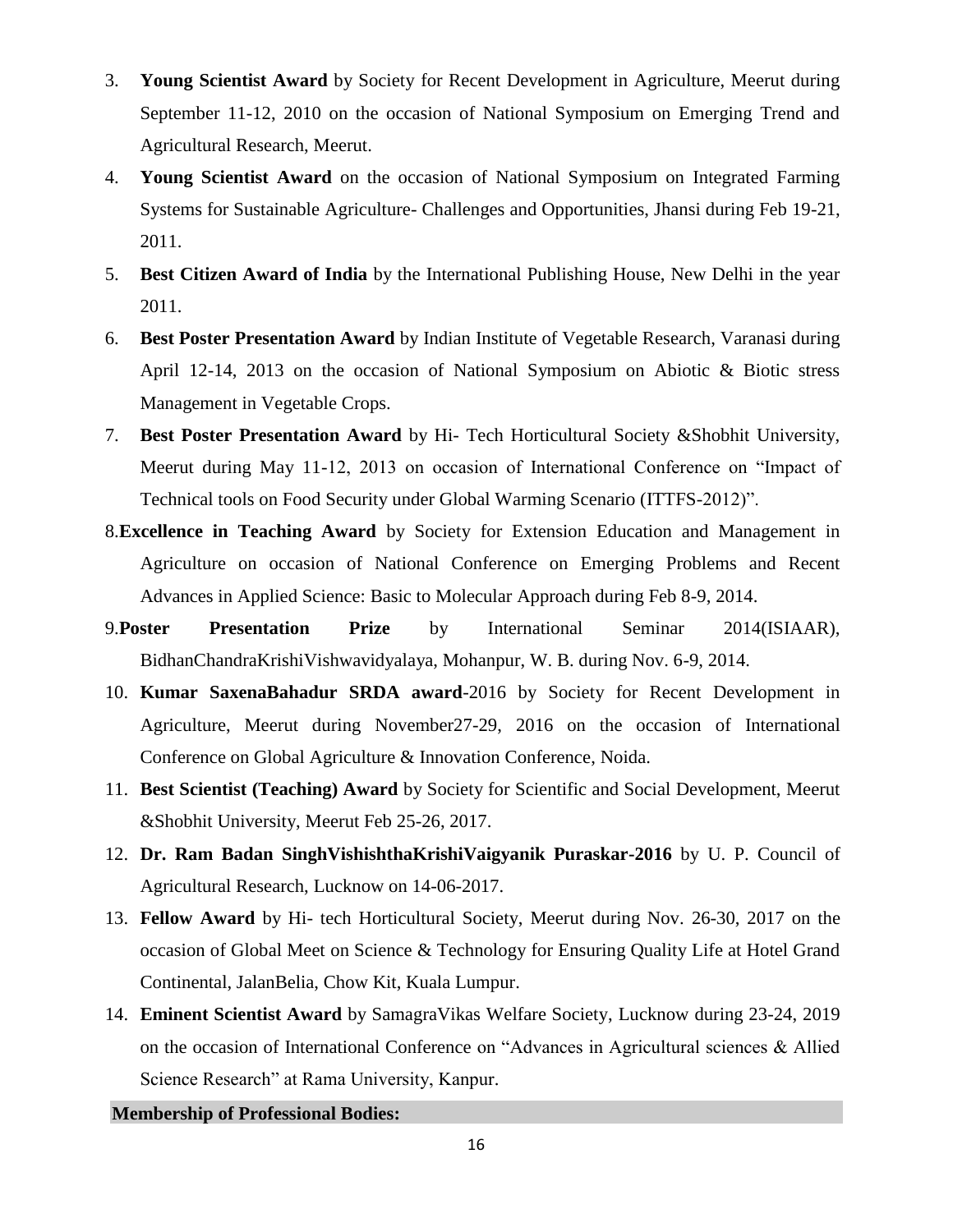3. **Young Scientist Award** by Society for Recent Development in Agriculture, Meerut during September 11-12, 2010 on the occasion of National Symposium on Emerging Trend and Agricultural Research, Meerut.
4. **Young Scientist Award** on the occasion of National Symposium on Integrated Farming Systems for Sustainable Agriculture- Challenges and Opportunities, Jhansi during Feb 19-21, 2011.
5. **Best Citizen Award of India** by the International Publishing House, New Delhi in the year 2011.
6. **Best Poster Presentation Award** by Indian Institute of Vegetable Research, Varanasi during April 12-14, 2013 on the occasion of National Symposium on Abiotic & Biotic stress Management in Vegetable Crops.
7. **Best Poster Presentation Award** by Hi- Tech Horticultural Society &Shobhit University, Meerut during May 11-12, 2013 on occasion of International Conference on "Impact of Technical tools on Food Security under Global Warming Scenario (ITTFS-2012)".
8. **Excellence in Teaching Award** by Society for Extension Education and Management in Agriculture on occasion of National Conference on Emerging Problems and Recent Advances in Applied Science: Basic to Molecular Approach during Feb 8-9, 2014.
9. **Poster Presentation Prize** by International Seminar 2014(ISIAAR), BidhanChandraKrishiVishwavidyalaya, Mohanpur, W. B. during Nov. 6-9, 2014.
10. **Kumar SaxenaBahadur SRDA award**-2016 by Society for Recent Development in Agriculture, Meerut during November27-29, 2016 on the occasion of International Conference on Global Agriculture & Innovation Conference, Noida.
11. **Best Scientist (Teaching) Award** by Society for Scientific and Social Development, Meerut &Shobhit University, Meerut Feb 25-26, 2017.
12. **Dr. Ram Badan SinghVishishthaKrishiVaigyanik Puraskar-2016** by U. P. Council of Agricultural Research, Lucknow on 14-06-2017.
13. **Fellow Award** by Hi- tech Horticultural Society, Meerut during Nov. 26-30, 2017 on the occasion of Global Meet on Science & Technology for Ensuring Quality Life at Hotel Grand Continental, JalanBelia, Chow Kit, Kuala Lumpur.
14. **Eminent Scientist Award** by SamagraVikas Welfare Society, Lucknow during 23-24, 2019 on the occasion of International Conference on "Advances in Agricultural sciences & Allied Science Research" at Rama University, Kanpur.

**Membership of Professional Bodies:**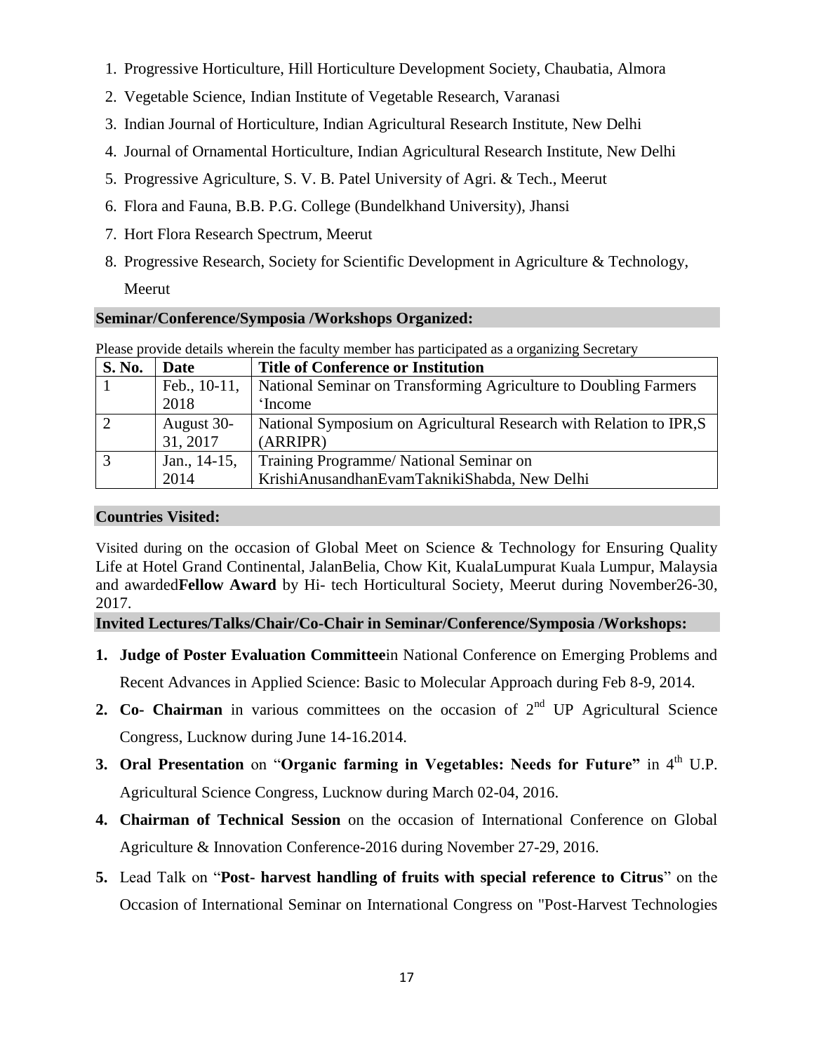1. Progressive Horticulture, Hill Horticulture Development Society, Chaubatia, Almora
2. Vegetable Science, Indian Institute of Vegetable Research, Varanasi
3. Indian Journal of Horticulture, Indian Agricultural Research Institute, New Delhi
4. Journal of Ornamental Horticulture, Indian Agricultural Research Institute, New Delhi
5. Progressive Agriculture, S. V. B. Patel University of Agri. & Tech., Meerut
6. Flora and Fauna, B.B. P.G. College (Bundelkhand University), Jhansi
7. Hort Flora Research Spectrum, Meerut
8. Progressive Research, Society for Scientific Development in Agriculture & Technology, Meerut

## Seminar/Conference/Symposia /Workshops Organized:

Please provide details wherein the faculty member has participated as a organizing Secretary

| S. No. | Date | Title of Conference or Institution |
|---|---|---|
| 1 | Feb., 10-11, 2018 | National Seminar on Transforming Agriculture to Doubling Farmers 'Income |
| 2 | August 30-31, 2017 | National Symposium on Agricultural Research with Relation to IPR,S (ARRIPR) |
| 3 | Jan., 14-15, 2014 | Training Programme/ National Seminar on KrishiAnusandhanEvamTaknikiShabda, New Delhi |

## Countries Visited:

Visited during on the occasion of Global Meet on Science & Technology for Ensuring Quality Life at Hotel Grand Continental, JalanBelia, Chow Kit, KualaLumpurat Kuala Lumpur, Malaysia and awarded**Fellow Award** by Hi- tech Horticultural Society, Meerut during November26-30, 2017.

## Invited Lectures/Talks/Chair/Co-Chair in Seminar/Conference/Symposia /Workshops:

1. **Judge of Poster Evaluation Committee**in National Conference on Emerging Problems and Recent Advances in Applied Science: Basic to Molecular Approach during Feb 8-9, 2014.
2. **Co- Chairman** in various committees on the occasion of 2nd UP Agricultural Science Congress, Lucknow during June 14-16.2014.
3. **Oral Presentation** on "**Organic farming in Vegetables: Needs for Future"** in 4th U.P. Agricultural Science Congress, Lucknow during March 02-04, 2016.
4. **Chairman of Technical Session** on the occasion of International Conference on Global Agriculture & Innovation Conference-2016 during November 27-29, 2016.
5. Lead Talk on "**Post- harvest handling of fruits with special reference to Citrus**" on the Occasion of International Seminar on International Congress on "Post-Harvest Technologies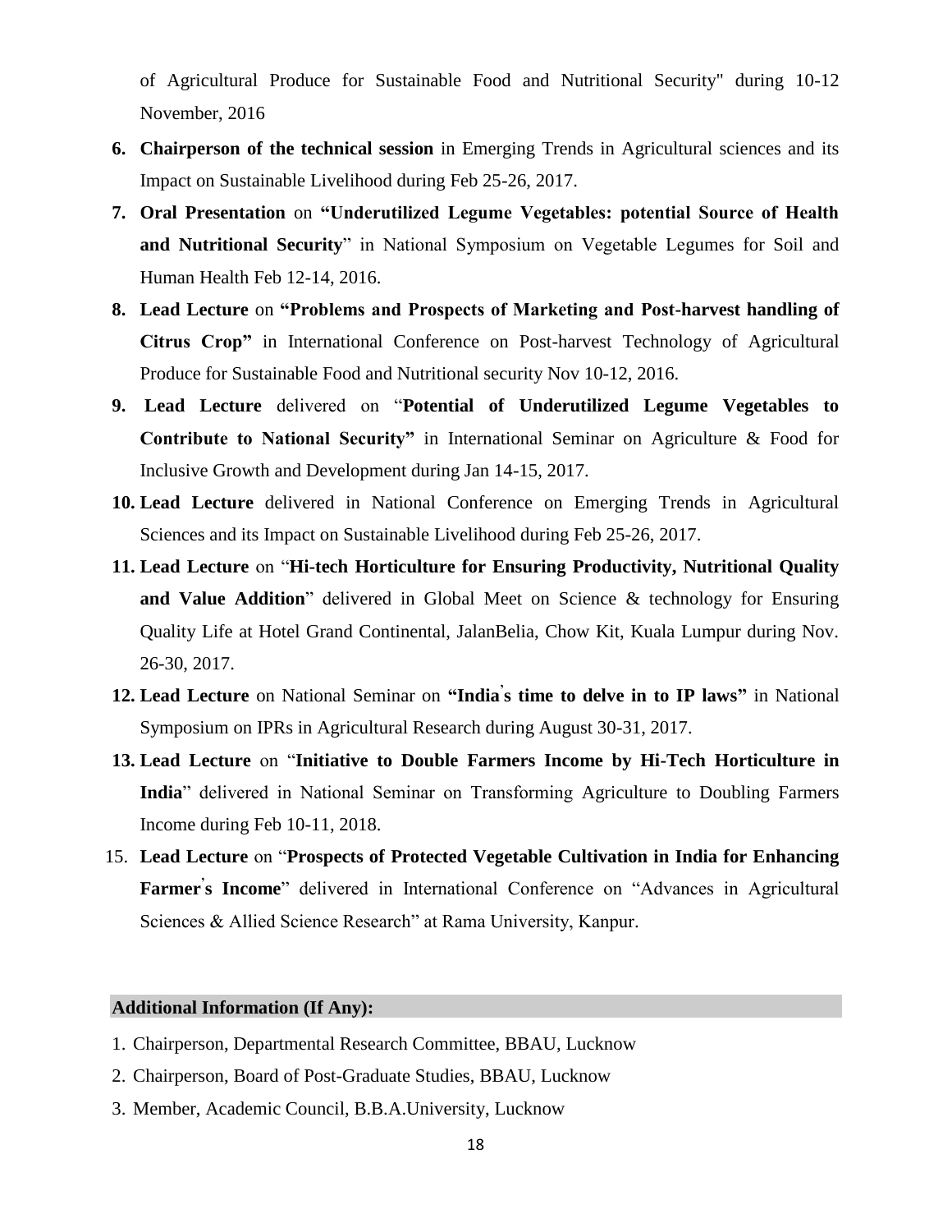of Agricultural Produce for Sustainable Food and Nutritional Security" during 10-12 November, 2016

6. **Chairperson of the technical session** in Emerging Trends in Agricultural sciences and its Impact on Sustainable Livelihood during Feb 25-26, 2017.
7. **Oral Presentation** on **"Underutilized Legume Vegetables: potential Source of Health and Nutritional Security**" in National Symposium on Vegetable Legumes for Soil and Human Health Feb 12-14, 2016.
8. **Lead Lecture** on **"Problems and Prospects of Marketing and Post-harvest handling of Citrus Crop"** in International Conference on Post-harvest Technology of Agricultural Produce for Sustainable Food and Nutritional security Nov 10-12, 2016.
9. **Lead Lecture** delivered on "**Potential of Underutilized Legume Vegetables to Contribute to National Security"** in International Seminar on Agriculture & Food for Inclusive Growth and Development during Jan 14-15, 2017.
10. **Lead Lecture** delivered in National Conference on Emerging Trends in Agricultural Sciences and its Impact on Sustainable Livelihood during Feb 25-26, 2017.
11. **Lead Lecture** on "**Hi-tech Horticulture for Ensuring Productivity, Nutritional Quality and Value Addition**" delivered in Global Meet on Science & technology for Ensuring Quality Life at Hotel Grand Continental, JalanBelia, Chow Kit, Kuala Lumpur during Nov. 26-30, 2017.
12. **Lead Lecture** on National Seminar on **"India's time to delve in to IP laws"** in National Symposium on IPRs in Agricultural Research during August 30-31, 2017.
13. **Lead Lecture** on "**Initiative to Double Farmers Income by Hi-Tech Horticulture in India**" delivered in National Seminar on Transforming Agriculture to Doubling Farmers Income during Feb 10-11, 2018.

15. **Lead Lecture** on "**Prospects of Protected Vegetable Cultivation in India for Enhancing Farmer's Income**" delivered in International Conference on "Advances in Agricultural Sciences & Allied Science Research" at Rama University, Kanpur.

## Additional Information (If Any):

1. Chairperson, Departmental Research Committee, BBAU, Lucknow
2. Chairperson, Board of Post-Graduate Studies, BBAU, Lucknow
3. Member, Academic Council, B.B.A.University, Lucknow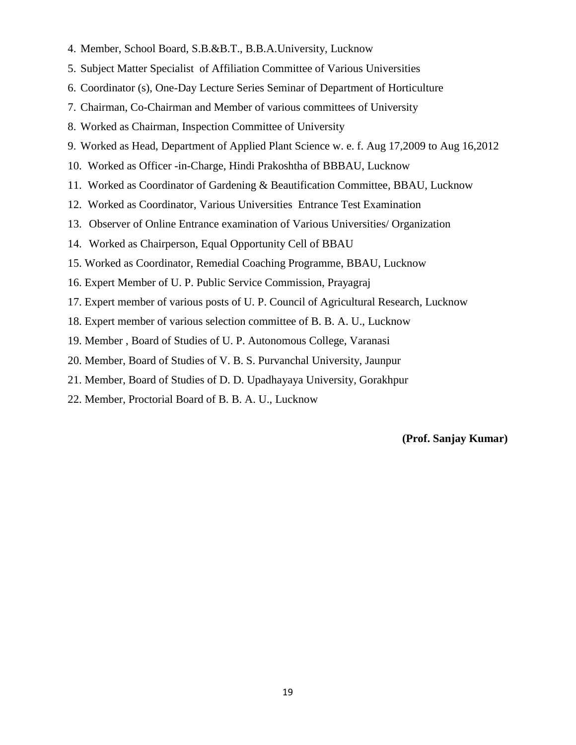4. Member, School Board, S.B.&B.T., B.B.A.University, Lucknow
5. Subject Matter Specialist of Affiliation Committee of Various Universities
6. Coordinator (s), One-Day Lecture Series Seminar of Department of Horticulture
7. Chairman, Co-Chairman and Member of various committees of University
8. Worked as Chairman, Inspection Committee of University
9. Worked as Head, Department of Applied Plant Science w. e. f. Aug 17,2009 to Aug 16,2012
10. Worked as Officer -in-Charge, Hindi Prakoshtha of BBBAU, Lucknow
11. Worked as Coordinator of Gardening & Beautification Committee, BBAU, Lucknow
12. Worked as Coordinator, Various Universities Entrance Test Examination
13. Observer of Online Entrance examination of Various Universities/ Organization
14. Worked as Chairperson, Equal Opportunity Cell of BBAU
15. Worked as Coordinator, Remedial Coaching Programme, BBAU, Lucknow
16. Expert Member of U. P. Public Service Commission, Prayagraj
17. Expert member of various posts of U. P. Council of Agricultural Research, Lucknow
18. Expert member of various selection committee of B. B. A. U., Lucknow
19. Member , Board of Studies of U. P. Autonomous College, Varanasi
20. Member, Board of Studies of V. B. S. Purvanchal University, Jaunpur
21. Member, Board of Studies of D. D. Upadhayaya University, Gorakhpur
22. Member, Proctorial Board of B. B. A. U., Lucknow

**(Prof. Sanjay Kumar)**